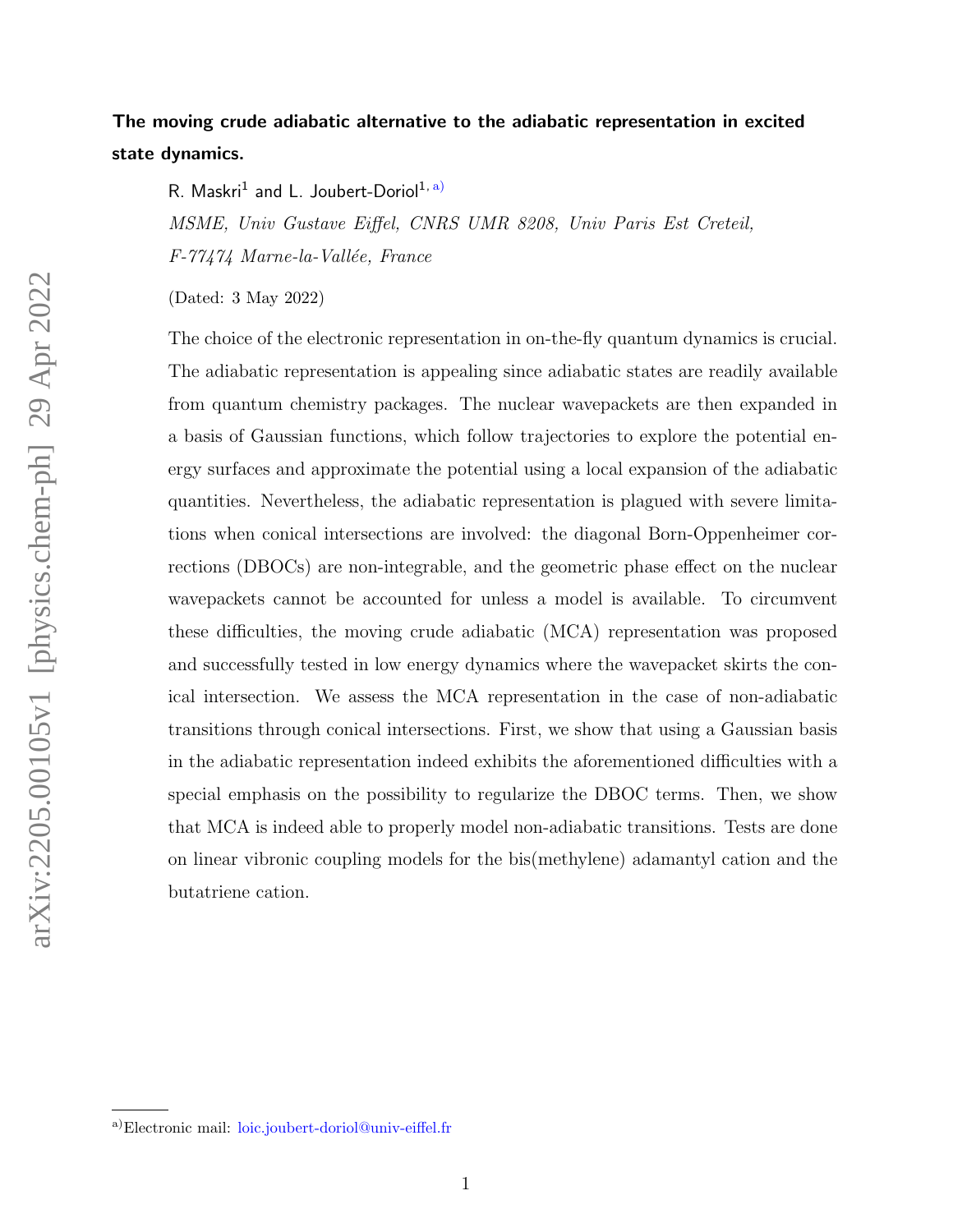# The moving crude adiabatic alternative to the adiabatic representation in excited state dynamics.

R. Maskri[1] and L. Joubert-Doriol[1, a)]

*MSME, Univ Gustave Eiffel, CNRS UMR 8208, Univ Paris Est Creteil, F-77474 Marne-la-Vallée, France*

(Dated: 3 May 2022)

The choice of the electronic representation in on-the-fly quantum dynamics is crucial. The adiabatic representation is appealing since adiabatic states are readily available from quantum chemistry packages. The nuclear wavepackets are then expanded in a basis of Gaussian functions, which follow trajectories to explore the potential energy surfaces and approximate the potential using a local expansion of the adiabatic quantities. Nevertheless, the adiabatic representation is plagued with severe limitations when conical intersections are involved: the diagonal Born-Oppenheimer corrections (DBOCs) are non-integrable, and the geometric phase effect on the nuclear wavepackets cannot be accounted for unless a model is available. To circumvent these difficulties, the moving crude adiabatic (MCA) representation was proposed and successfully tested in low energy dynamics where the wavepacket skirts the conical intersection. We assess the MCA representation in the case of non-adiabatic transitions through conical intersections. First, we show that using a Gaussian basis in the adiabatic representation indeed exhibits the aforementioned difficulties with a special emphasis on the possibility to regularize the DBOC terms. Then, we show that MCA is indeed able to properly model non-adiabatic transitions. Tests are done on linear vibronic coupling models for the bis(methylene) adamantyl cation and the butatriene cation.

---

a) Electronic mail: loic.joubert-doriol@univ-eiffel.fr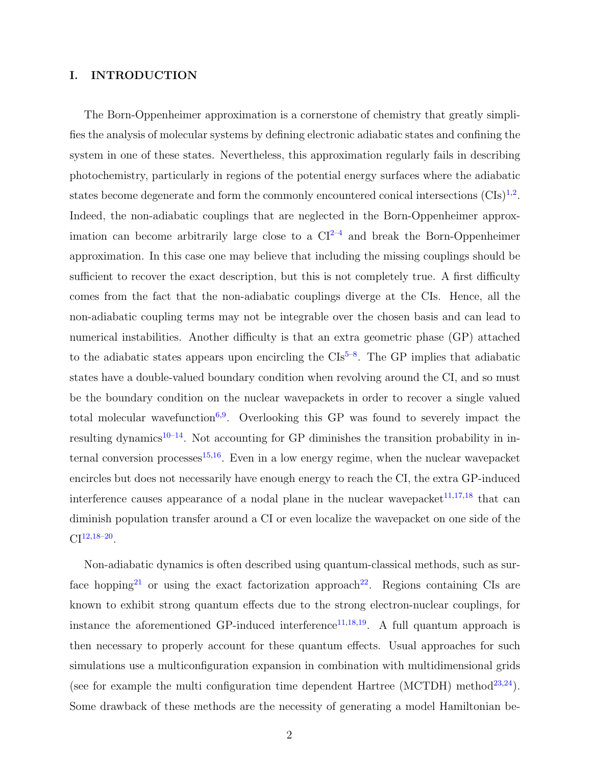## I. INTRODUCTION

The Born-Oppenheimer approximation is a cornerstone of chemistry that greatly simplifies the analysis of molecular systems by defining electronic adiabatic states and confining the system in one of these states. Nevertheless, this approximation regularly fails in describing photochemistry, particularly in regions of the potential energy surfaces where the adiabatic states become degenerate and form the commonly encountered conical intersections (CIs)[1,2]. Indeed, the non-adiabatic couplings that are neglected in the Born-Oppenheimer approximation can become arbitrarily large close to a CI[2–4] and break the Born-Oppenheimer approximation. In this case one may believe that including the missing couplings should be sufficient to recover the exact description, but this is not completely true. A first difficulty comes from the fact that the non-adiabatic couplings diverge at the CIs. Hence, all the non-adiabatic coupling terms may not be integrable over the chosen basis and can lead to numerical instabilities. Another difficulty is that an extra geometric phase (GP) attached to the adiabatic states appears upon encircling the CIs[5–8]. The GP implies that adiabatic states have a double-valued boundary condition when revolving around the CI, and so must be the boundary condition on the nuclear wavepackets in order to recover a single valued total molecular wavefunction[6,9]. Overlooking this GP was found to severely impact the resulting dynamics[10–14]. Not accounting for GP diminishes the transition probability in internal conversion processes[15,16]. Even in a low energy regime, when the nuclear wavepacket encircles but does not necessarily have enough energy to reach the CI, the extra GP-induced interference causes appearance of a nodal plane in the nuclear wavepacket[11,17,18] that can diminish population transfer around a CI or even localize the wavepacket on one side of the CI[12,18–20].

Non-adiabatic dynamics is often described using quantum-classical methods, such as surface hopping[21] or using the exact factorization approach[22]. Regions containing CIs are known to exhibit strong quantum effects due to the strong electron-nuclear couplings, for instance the aforementioned GP-induced interference[11,18,19]. A full quantum approach is then necessary to properly account for these quantum effects. Usual approaches for such simulations use a multiconfiguration expansion in combination with multidimensional grids (see for example the multi configuration time dependent Hartree (MCTDH) method[23,24]). Some drawback of these methods are the necessity of generating a model Hamiltonian be-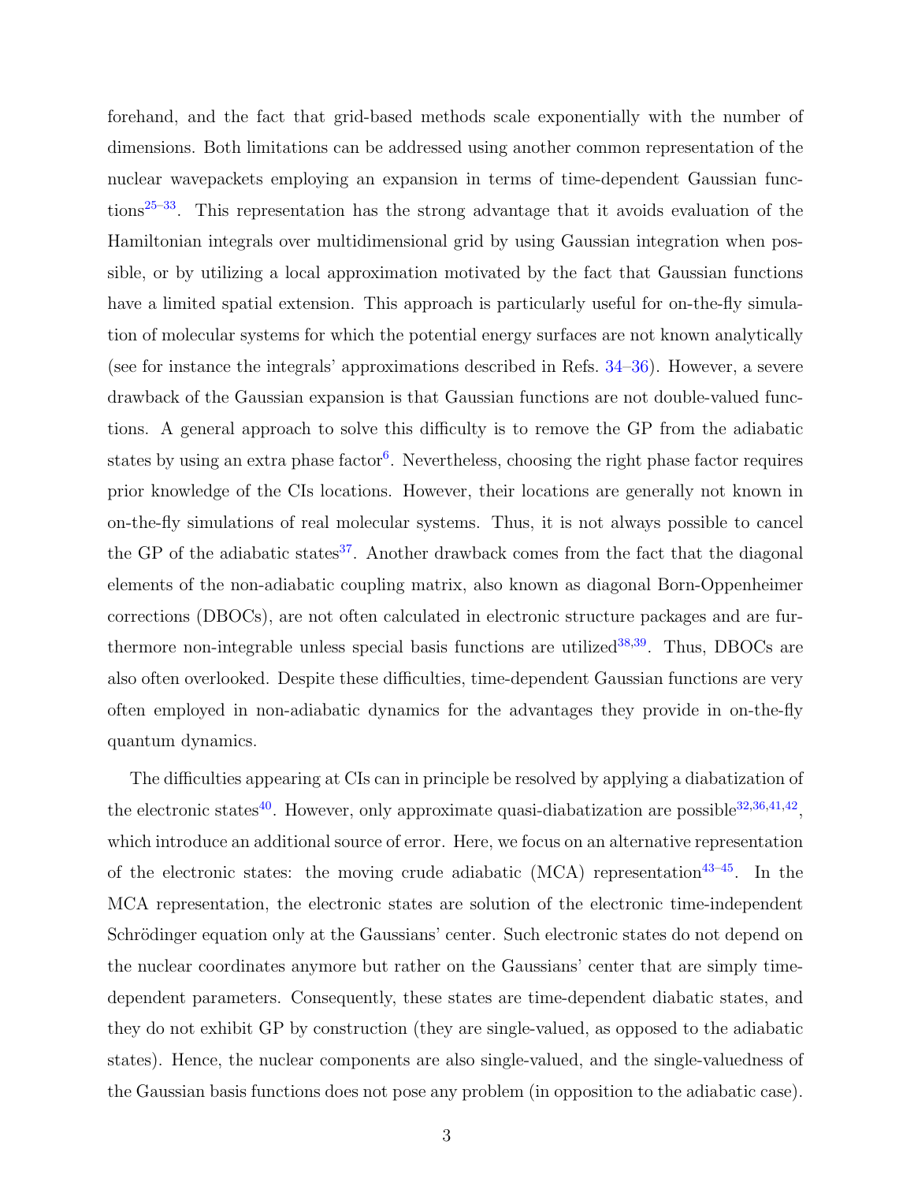forehand, and the fact that grid-based methods scale exponentially with the number of dimensions. Both limitations can be addressed using another common representation of the nuclear wavepackets employing an expansion in terms of time-dependent Gaussian functions[25–33]. This representation has the strong advantage that it avoids evaluation of the Hamiltonian integrals over multidimensional grid by using Gaussian integration when possible, or by utilizing a local approximation motivated by the fact that Gaussian functions have a limited spatial extension. This approach is particularly useful for on-the-fly simulation of molecular systems for which the potential energy surfaces are not known analytically (see for instance the integrals' approximations described in Refs. 34–36). However, a severe drawback of the Gaussian expansion is that Gaussian functions are not double-valued functions. A general approach to solve this difficulty is to remove the GP from the adiabatic states by using an extra phase factor[6]. Nevertheless, choosing the right phase factor requires prior knowledge of the CIs locations. However, their locations are generally not known in on-the-fly simulations of real molecular systems. Thus, it is not always possible to cancel the GP of the adiabatic states[37]. Another drawback comes from the fact that the diagonal elements of the non-adiabatic coupling matrix, also known as diagonal Born-Oppenheimer corrections (DBOCs), are not often calculated in electronic structure packages and are furthermore non-integrable unless special basis functions are utilized[38,39]. Thus, DBOCs are also often overlooked. Despite these difficulties, time-dependent Gaussian functions are very often employed in non-adiabatic dynamics for the advantages they provide in on-the-fly quantum dynamics.

The difficulties appearing at CIs can in principle be resolved by applying a diabatization of the electronic states[40]. However, only approximate quasi-diabatization are possible[32,36,41,42], which introduce an additional source of error. Here, we focus on an alternative representation of the electronic states: the moving crude adiabatic (MCA) representation[43–45]. In the MCA representation, the electronic states are solution of the electronic time-independent Schrödinger equation only at the Gaussians' center. Such electronic states do not depend on the nuclear coordinates anymore but rather on the Gaussians' center that are simply time-dependent parameters. Consequently, these states are time-dependent diabatic states, and they do not exhibit GP by construction (they are single-valued, as opposed to the adiabatic states). Hence, the nuclear components are also single-valued, and the single-valuedness of the Gaussian basis functions does not pose any problem (in opposition to the adiabatic case).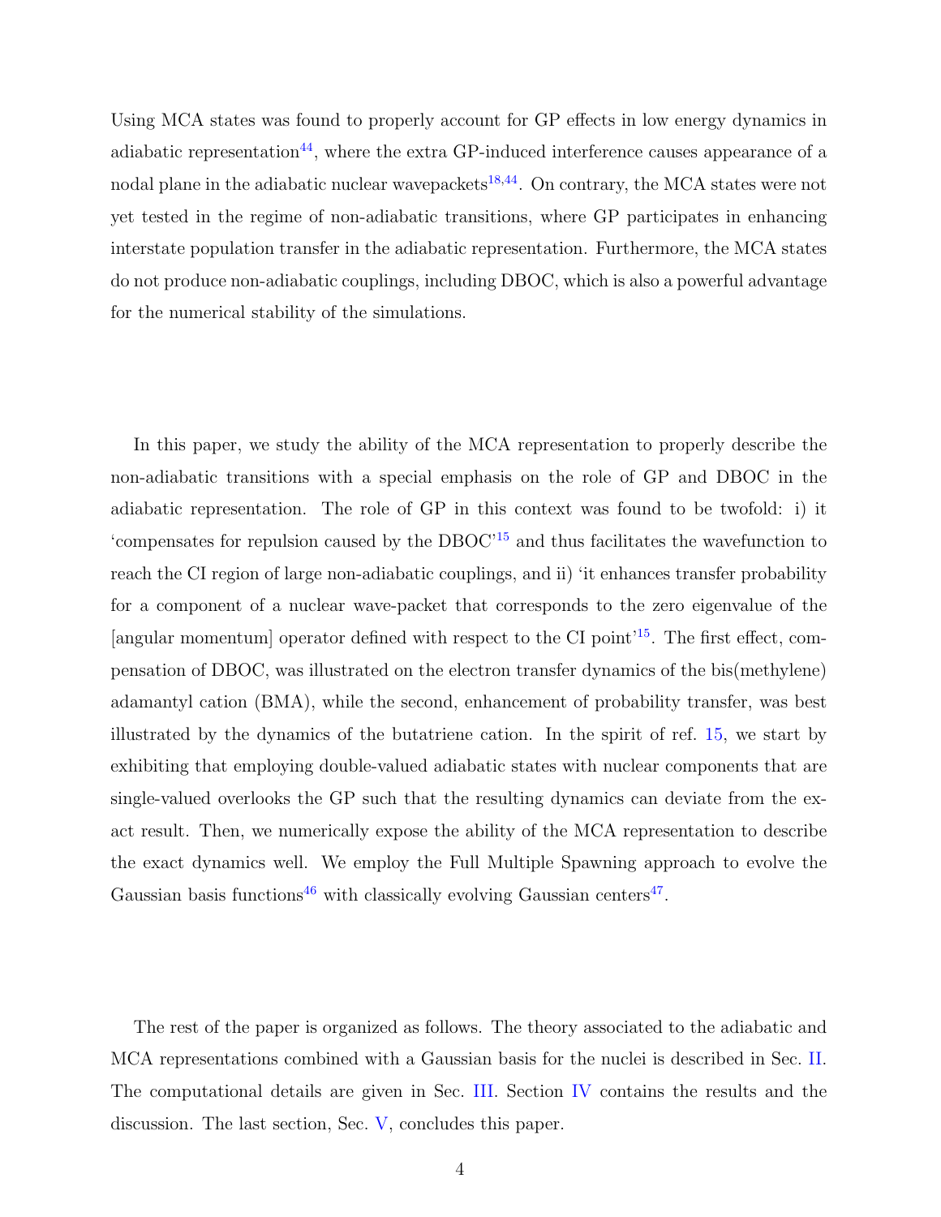Using MCA states was found to properly account for GP effects in low energy dynamics in adiabatic representation[44], where the extra GP-induced interference causes appearance of a nodal plane in the adiabatic nuclear wavepackets[18,44]. On contrary, the MCA states were not yet tested in the regime of non-adiabatic transitions, where GP participates in enhancing interstate population transfer in the adiabatic representation. Furthermore, the MCA states do not produce non-adiabatic couplings, including DBOC, which is also a powerful advantage for the numerical stability of the simulations.

In this paper, we study the ability of the MCA representation to properly describe the non-adiabatic transitions with a special emphasis on the role of GP and DBOC in the adiabatic representation. The role of GP in this context was found to be twofold: i) it 'compensates for repulsion caused by the DBOC'[15] and thus facilitates the wavefunction to reach the CI region of large non-adiabatic couplings, and ii) 'it enhances transfer probability for a component of a nuclear wave-packet that corresponds to the zero eigenvalue of the [angular momentum] operator defined with respect to the CI point'[15]. The first effect, compensation of DBOC, was illustrated on the electron transfer dynamics of the bis(methylene) adamantyl cation (BMA), while the second, enhancement of probability transfer, was best illustrated by the dynamics of the butatriene cation. In the spirit of ref. 15, we start by exhibiting that employing double-valued adiabatic states with nuclear components that are single-valued overlooks the GP such that the resulting dynamics can deviate from the exact result. Then, we numerically expose the ability of the MCA representation to describe the exact dynamics well. We employ the Full Multiple Spawning approach to evolve the Gaussian basis functions[46] with classically evolving Gaussian centers[47].

The rest of the paper is organized as follows. The theory associated to the adiabatic and MCA representations combined with a Gaussian basis for the nuclei is described in Sec. II. The computational details are given in Sec. III. Section IV contains the results and the discussion. The last section, Sec. V, concludes this paper.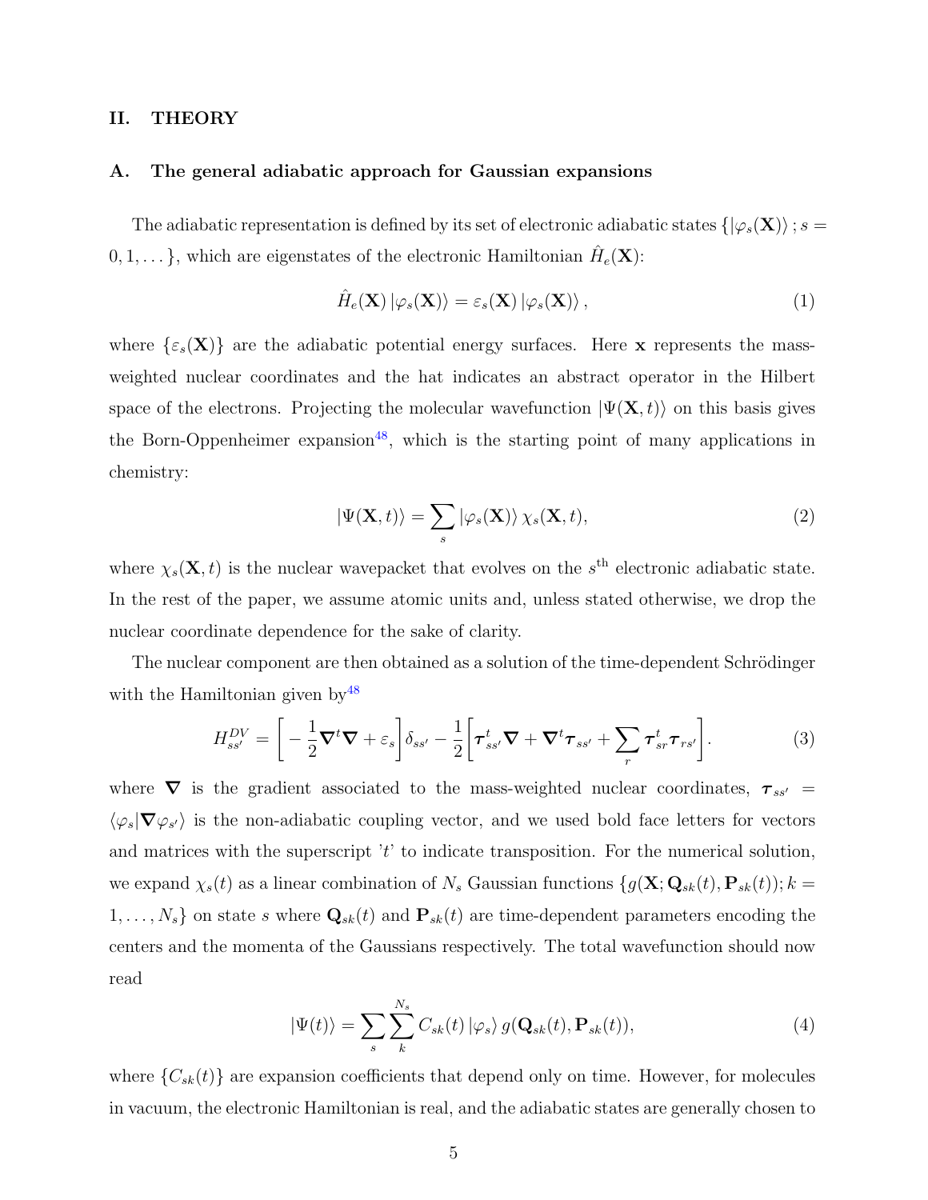## II. THEORY

### A. The general adiabatic approach for Gaussian expansions

The adiabatic representation is defined by its set of electronic adiabatic states $\{|\varphi_s(\mathbf{X})\rangle\,; s = 0, 1, \dots\}$, which are eigenstates of the electronic Hamiltonian $\hat{H}_e(\mathbf{X})$:

$$\hat{H}_e(\mathbf{X})\,|\varphi_s(\mathbf{X})\rangle = \varepsilon_s(\mathbf{X})\,|\varphi_s(\mathbf{X})\rangle\,, \tag{1}$$

where $\{\varepsilon_s(\mathbf{X})\}$ are the adiabatic potential energy surfaces. Here $\mathbf{x}$ represents the mass-weighted nuclear coordinates and the hat indicates an abstract operator in the Hilbert space of the electrons. Projecting the molecular wavefunction $|\Psi(\mathbf{X}, t)\rangle$ on this basis gives the Born-Oppenheimer expansion[48], which is the starting point of many applications in chemistry:

$$|\Psi(\mathbf{X}, t)\rangle = \sum_s |\varphi_s(\mathbf{X})\rangle\,\chi_s(\mathbf{X}, t), \tag{2}$$

where $\chi_s(\mathbf{X}, t)$ is the nuclear wavepacket that evolves on the $s^{\text{th}}$ electronic adiabatic state. In the rest of the paper, we assume atomic units and, unless stated otherwise, we drop the nuclear coordinate dependence for the sake of clarity.

The nuclear component are then obtained as a solution of the time-dependent Schrödinger with the Hamiltonian given by[48]

$$H^{DV}_{ss'} = \left[-\frac{1}{2}\boldsymbol{\nabla}^t\boldsymbol{\nabla} + \varepsilon_s\right]\delta_{ss'} - \frac{1}{2}\left[\boldsymbol{\tau}^t_{ss'}\boldsymbol{\nabla} + \boldsymbol{\nabla}^t\boldsymbol{\tau}_{ss'} + \sum_r \boldsymbol{\tau}^t_{sr}\boldsymbol{\tau}_{rs'}\right]. \tag{3}$$

where $\boldsymbol{\nabla}$ is the gradient associated to the mass-weighted nuclear coordinates, $\boldsymbol{\tau}_{ss'} = \langle\varphi_s|\boldsymbol{\nabla}\varphi_{s'}\rangle$ is the non-adiabatic coupling vector, and we used bold face letters for vectors and matrices with the superscript '$t$' to indicate transposition. For the numerical solution, we expand $\chi_s(t)$ as a linear combination of $N_s$ Gaussian functions $\{g(\mathbf{X}; \mathbf{Q}_{sk}(t), \mathbf{P}_{sk}(t)); k = 1, \dots, N_s\}$ on state $s$ where $\mathbf{Q}_{sk}(t)$ and $\mathbf{P}_{sk}(t)$ are time-dependent parameters encoding the centers and the momenta of the Gaussians respectively. The total wavefunction should now read

$$|\Psi(t)\rangle = \sum_s \sum_k^{N_s} C_{sk}(t)\,|\varphi_s\rangle\,g(\mathbf{Q}_{sk}(t), \mathbf{P}_{sk}(t)), \tag{4}$$

where $\{C_{sk}(t)\}$ are expansion coefficients that depend only on time. However, for molecules in vacuum, the electronic Hamiltonian is real, and the adiabatic states are generally chosen to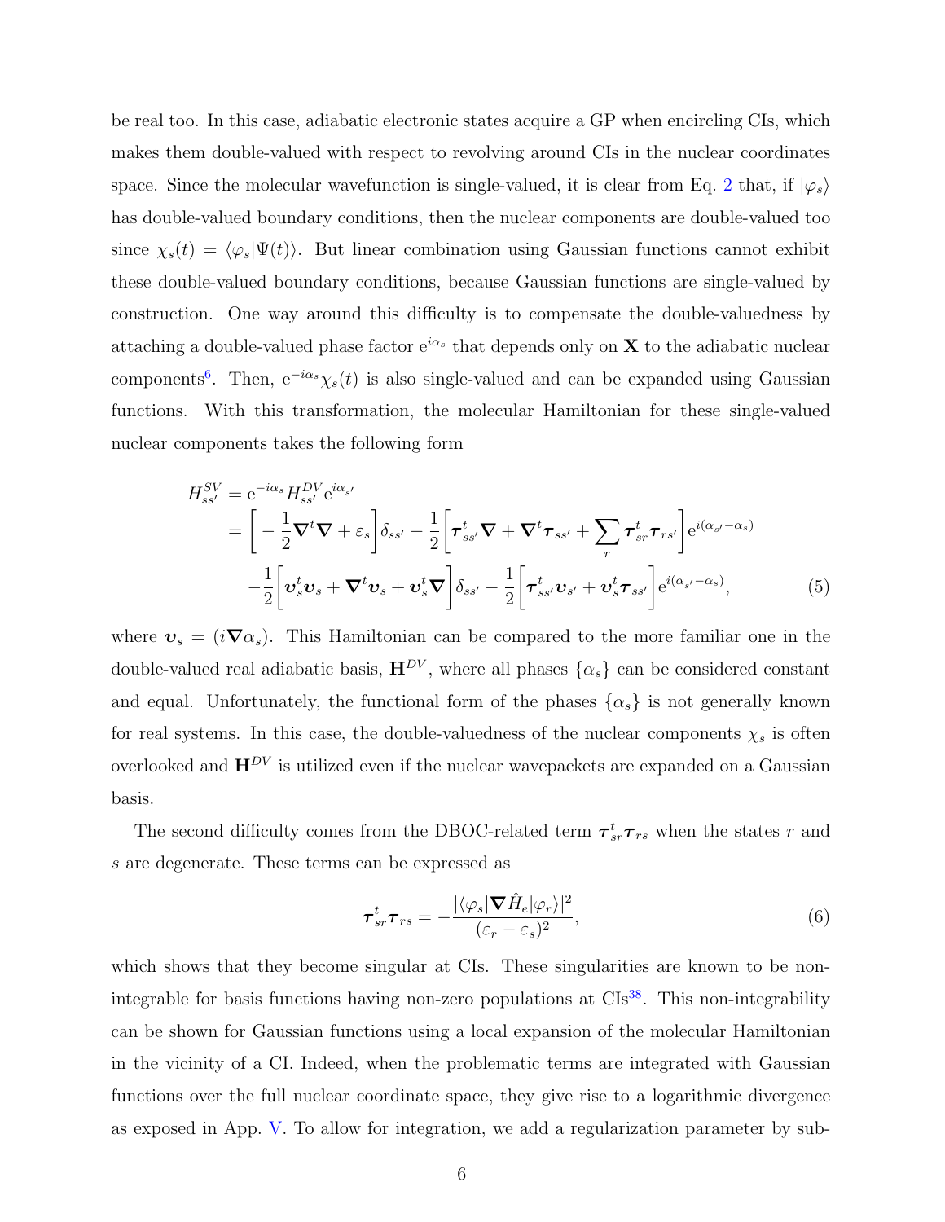be real too. In this case, adiabatic electronic states acquire a GP when encircling CIs, which makes them double-valued with respect to revolving around CIs in the nuclear coordinates space. Since the molecular wavefunction is single-valued, it is clear from Eq. 2 that, if $|\varphi_s\rangle$ has double-valued boundary conditions, then the nuclear components are double-valued too since $\chi_s(t) = \langle\varphi_s|\Psi(t)\rangle$. But linear combination using Gaussian functions cannot exhibit these double-valued boundary conditions, because Gaussian functions are single-valued by construction. One way around this difficulty is to compensate the double-valuedness by attaching a double-valued phase factor $\mathrm{e}^{i\alpha_s}$ that depends only on $\mathbf{X}$ to the adiabatic nuclear components[6]. Then, $\mathrm{e}^{-i\alpha_s}\chi_s(t)$ is also single-valued and can be expanded using Gaussian functions. With this transformation, the molecular Hamiltonian for these single-valued nuclear components takes the following form

$$
\begin{aligned}
H^{SV}_{ss'} &= \mathrm{e}^{-i\alpha_s} H^{DV}_{ss'} \mathrm{e}^{i\alpha_{s'}} \\
&= \left[ -\frac{1}{2}\boldsymbol{\nabla}^t\boldsymbol{\nabla} + \varepsilon_s \right]\delta_{ss'} - \frac{1}{2}\left[ \boldsymbol{\tau}^t_{ss'}\boldsymbol{\nabla} + \boldsymbol{\nabla}^t\boldsymbol{\tau}_{ss'} + \sum_r \boldsymbol{\tau}^t_{sr}\boldsymbol{\tau}_{rs'} \right]\mathrm{e}^{i(\alpha_{s'}-\alpha_s)} \\
&\quad -\frac{1}{2}\left[ \boldsymbol{\upsilon}^t_s\boldsymbol{\upsilon}_s + \boldsymbol{\nabla}^t\boldsymbol{\upsilon}_s + \boldsymbol{\upsilon}^t_s\boldsymbol{\nabla} \right]\delta_{ss'} - \frac{1}{2}\left[ \boldsymbol{\tau}^t_{ss'}\boldsymbol{\upsilon}_{s'} + \boldsymbol{\upsilon}^t_s\boldsymbol{\tau}_{ss'} \right]\mathrm{e}^{i(\alpha_{s'}-\alpha_s)},
\end{aligned} \tag{5}
$$

where $\boldsymbol{\upsilon}_s = (i\boldsymbol{\nabla}\alpha_s)$. This Hamiltonian can be compared to the more familiar one in the double-valued real adiabatic basis, $\mathbf{H}^{DV}$, where all phases $\{\alpha_s\}$ can be considered constant and equal. Unfortunately, the functional form of the phases $\{\alpha_s\}$ is not generally known for real systems. In this case, the double-valuedness of the nuclear components $\chi_s$ is often overlooked and $\mathbf{H}^{DV}$ is utilized even if the nuclear wavepackets are expanded on a Gaussian basis.

The second difficulty comes from the DBOC-related term $\boldsymbol{\tau}^t_{sr}\boldsymbol{\tau}_{rs}$ when the states $r$ and $s$ are degenerate. These terms can be expressed as

$$
\boldsymbol{\tau}^t_{sr}\boldsymbol{\tau}_{rs} = -\frac{|\langle\varphi_s|\boldsymbol{\nabla}\hat{H}_e|\varphi_r\rangle|^2}{(\varepsilon_r - \varepsilon_s)^2}, \tag{6}
$$

which shows that they become singular at CIs. These singularities are known to be non-integrable for basis functions having non-zero populations at CIs[38]. This non-integrability can be shown for Gaussian functions using a local expansion of the molecular Hamiltonian in the vicinity of a CI. Indeed, when the problematic terms are integrated with Gaussian functions over the full nuclear coordinate space, they give rise to a logarithmic divergence as exposed in App. V. To allow for integration, we add a regularization parameter by sub-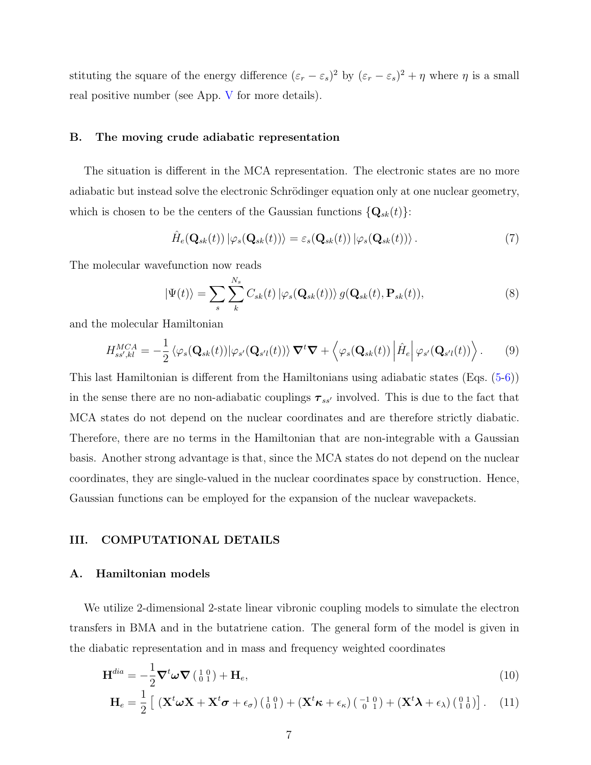stituting the square of the energy difference $(\varepsilon_r - \varepsilon_s)^2$ by $(\varepsilon_r - \varepsilon_s)^2 + \eta$ where $\eta$ is a small real positive number (see App. V for more details).

### B. The moving crude adiabatic representation

The situation is different in the MCA representation. The electronic states are no more adiabatic but instead solve the electronic Schrödinger equation only at one nuclear geometry, which is chosen to be the centers of the Gaussian functions $\{\mathbf{Q}_{sk}(t)\}$:

$$\hat{H}_e(\mathbf{Q}_{sk}(t))\,|\varphi_s(\mathbf{Q}_{sk}(t))\rangle = \varepsilon_s(\mathbf{Q}_{sk}(t))\,|\varphi_s(\mathbf{Q}_{sk}(t))\rangle\,. \tag{7}$$

The molecular wavefunction now reads

$$|\Psi(t)\rangle = \sum_s \sum_k^{N_s} C_{sk}(t)\,|\varphi_s(\mathbf{Q}_{sk}(t))\rangle\, g(\mathbf{Q}_{sk}(t), \mathbf{P}_{sk}(t)), \tag{8}$$

and the molecular Hamiltonian

$$H^{MCA}_{ss',kl} = -\frac{1}{2}\,\langle \varphi_s(\mathbf{Q}_{sk}(t)) | \varphi_{s'}(\mathbf{Q}_{s'l}(t))\rangle\, \boldsymbol{\nabla}^t \boldsymbol{\nabla} + \left\langle \varphi_s(\mathbf{Q}_{sk}(t)) \left| \hat{H}_e \right| \varphi_{s'}(\mathbf{Q}_{s'l}(t)) \right\rangle. \tag{9}$$

This last Hamiltonian is different from the Hamiltonians using adiabatic states (Eqs. (5-6)) in the sense there are no non-adiabatic couplings $\boldsymbol{\tau}_{ss'}$ involved. This is due to the fact that MCA states do not depend on the nuclear coordinates and are therefore strictly diabatic. Therefore, there are no terms in the Hamiltonian that are non-integrable with a Gaussian basis. Another strong advantage is that, since the MCA states do not depend on the nuclear coordinates, they are single-valued in the nuclear coordinates space by construction. Hence, Gaussian functions can be employed for the expansion of the nuclear wavepackets.

## III. COMPUTATIONAL DETAILS

### A. Hamiltonian models

We utilize 2-dimensional 2-state linear vibronic coupling models to simulate the electron transfers in BMA and in the butatriene cation. The general form of the model is given in the diabatic representation and in mass and frequency weighted coordinates

$$\mathbf{H}^{dia} = -\frac{1}{2}\boldsymbol{\nabla}^t \boldsymbol{\omega} \boldsymbol{\nabla} \left(\begin{smallmatrix} 1 & 0 \\ 0 & 1 \end{smallmatrix}\right) + \mathbf{H}_e, \tag{10}$$

$$\mathbf{H}_e = \frac{1}{2}\left[\, (\mathbf{X}^t \boldsymbol{\omega} \mathbf{X} + \mathbf{X}^t \boldsymbol{\sigma} + \epsilon_\sigma) \left(\begin{smallmatrix} 1 & 0 \\ 0 & 1 \end{smallmatrix}\right) + (\mathbf{X}^t \boldsymbol{\kappa} + \epsilon_\kappa) \left(\begin{smallmatrix} -1 & 0 \\ 0 & 1 \end{smallmatrix}\right) + (\mathbf{X}^t \boldsymbol{\lambda} + \epsilon_\lambda) \left(\begin{smallmatrix} 0 & 1 \\ 1 & 0 \end{smallmatrix}\right) \right]. \tag{11}$$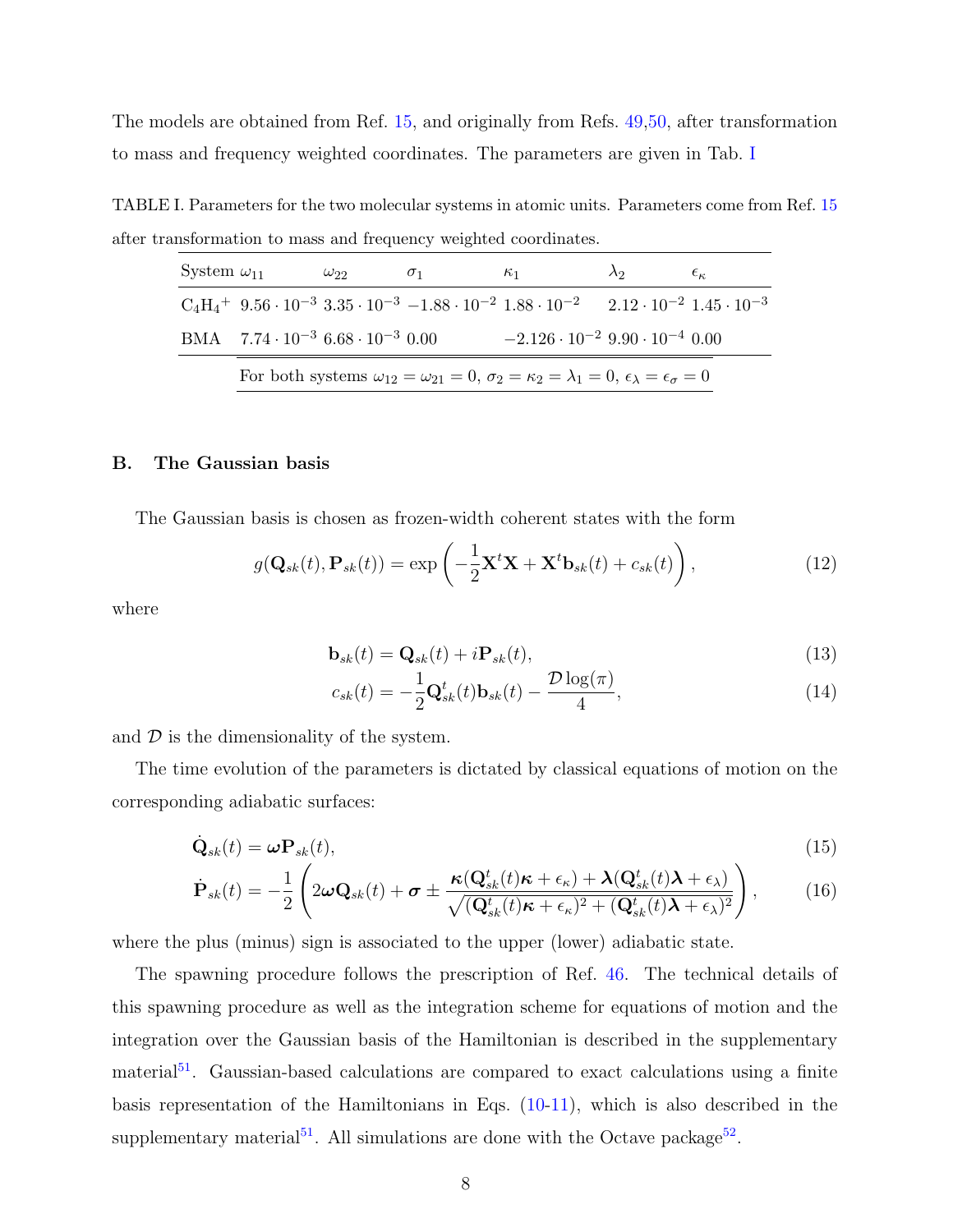The models are obtained from Ref. 15, and originally from Refs. 49,50, after transformation to mass and frequency weighted coordinates. The parameters are given in Tab. I

TABLE I. Parameters for the two molecular systems in atomic units. Parameters come from Ref. 15 after transformation to mass and frequency weighted coordinates.

| System | $\omega_{11}$ | $\omega_{22}$ | $\sigma_1$ | $\kappa_1$ | $\lambda_2$ | $\epsilon_\kappa$ |
|---|---|---|---|---|---|---|
| $C_4H_4{}^+$ | $9.56 \cdot 10^{-3}$ | $3.35 \cdot 10^{-3}$ | $-1.88 \cdot 10^{-2}$ | $1.88 \cdot 10^{-2}$ | $2.12 \cdot 10^{-2}$ | $1.45 \cdot 10^{-3}$ |
| BMA | $7.74 \cdot 10^{-3}$ | $6.68 \cdot 10^{-3}$ | 0.00 | $-2.126 \cdot 10^{-2}$ | $9.90 \cdot 10^{-4}$ | 0.00 |

For both systems $\omega_{12} = \omega_{21} = 0$, $\sigma_2 = \kappa_2 = \lambda_1 = 0$, $\epsilon_\lambda = \epsilon_\sigma = 0$

## B. The Gaussian basis

The Gaussian basis is chosen as frozen-width coherent states with the form

$$g(\mathbf{Q}_{sk}(t), \mathbf{P}_{sk}(t)) = \exp\left(-\frac{1}{2}\mathbf{X}^t\mathbf{X} + \mathbf{X}^t\mathbf{b}_{sk}(t) + c_{sk}(t)\right), \tag{12}$$

where

$$\mathbf{b}_{sk}(t) = \mathbf{Q}_{sk}(t) + i\mathbf{P}_{sk}(t), \tag{13}$$

$$c_{sk}(t) = -\frac{1}{2}\mathbf{Q}^t_{sk}(t)\mathbf{b}_{sk}(t) - \frac{\mathcal{D}\log(\pi)}{4}, \tag{14}$$

and $\mathcal{D}$ is the dimensionality of the system.

The time evolution of the parameters is dictated by classical equations of motion on the corresponding adiabatic surfaces:

$$\dot{\mathbf{Q}}_{sk}(t) = \boldsymbol{\omega}\mathbf{P}_{sk}(t), \tag{15}$$

$$\dot{\mathbf{P}}_{sk}(t) = -\frac{1}{2}\left(2\boldsymbol{\omega}\mathbf{Q}_{sk}(t) + \boldsymbol{\sigma} \pm \frac{\boldsymbol{\kappa}(\mathbf{Q}^t_{sk}(t)\boldsymbol{\kappa} + \epsilon_\kappa) + \boldsymbol{\lambda}(\mathbf{Q}^t_{sk}(t)\boldsymbol{\lambda} + \epsilon_\lambda)}{\sqrt{(\mathbf{Q}^t_{sk}(t)\boldsymbol{\kappa} + \epsilon_\kappa)^2 + (\mathbf{Q}^t_{sk}(t)\boldsymbol{\lambda} + \epsilon_\lambda)^2}}\right), \tag{16}$$

where the plus (minus) sign is associated to the upper (lower) adiabatic state.

The spawning procedure follows the prescription of Ref. 46. The technical details of this spawning procedure as well as the integration scheme for equations of motion and the integration over the Gaussian basis of the Hamiltonian is described in the supplementary material[51]. Gaussian-based calculations are compared to exact calculations using a finite basis representation of the Hamiltonians in Eqs. (10-11), which is also described in the supplementary material[51]. All simulations are done with the Octave package[52].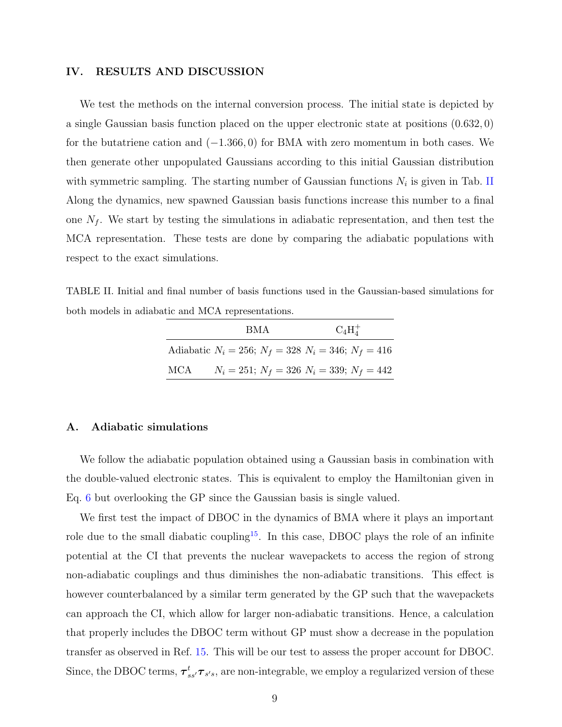## IV. RESULTS AND DISCUSSION

We test the methods on the internal conversion process. The initial state is depicted by a single Gaussian basis function placed on the upper electronic state at positions $(0.632, 0)$ for the butatriene cation and $(-1.366, 0)$ for BMA with zero momentum in both cases. We then generate other unpopulated Gaussians according to this initial Gaussian distribution with symmetric sampling. The starting number of Gaussian functions $N_i$ is given in Tab. II Along the dynamics, new spawned Gaussian basis functions increase this number to a final one $N_f$. We start by testing the simulations in adiabatic representation, and then test the MCA representation. These tests are done by comparing the adiabatic populations with respect to the exact simulations.

TABLE II. Initial and final number of basis functions used in the Gaussian-based simulations for both models in adiabatic and MCA representations.

| | BMA | $C_4H_4^+$ |
|---|---|---|
| Adiabatic | $N_i = 256$; $N_f = 328$ | $N_i = 346$; $N_f = 416$ |
| MCA | $N_i = 251$; $N_f = 326$ | $N_i = 339$; $N_f = 442$ |

### A. Adiabatic simulations

We follow the adiabatic population obtained using a Gaussian basis in combination with the double-valued electronic states. This is equivalent to employ the Hamiltonian given in Eq. 6 but overlooking the GP since the Gaussian basis is single valued.

We first test the impact of DBOC in the dynamics of BMA where it plays an important role due to the small diabatic coupling[15]. In this case, DBOC plays the role of an infinite potential at the CI that prevents the nuclear wavepackets to access the region of strong non-adiabatic couplings and thus diminishes the non-adiabatic transitions. This effect is however counterbalanced by a similar term generated by the GP such that the wavepackets can approach the CI, which allow for larger non-adiabatic transitions. Hence, a calculation that properly includes the DBOC term without GP must show a decrease in the population transfer as observed in Ref. 15. This will be our test to assess the proper account for DBOC. Since, the DBOC terms, $\boldsymbol{\tau}_{ss'}^t \boldsymbol{\tau}_{s's}$, are non-integrable, we employ a regularized version of these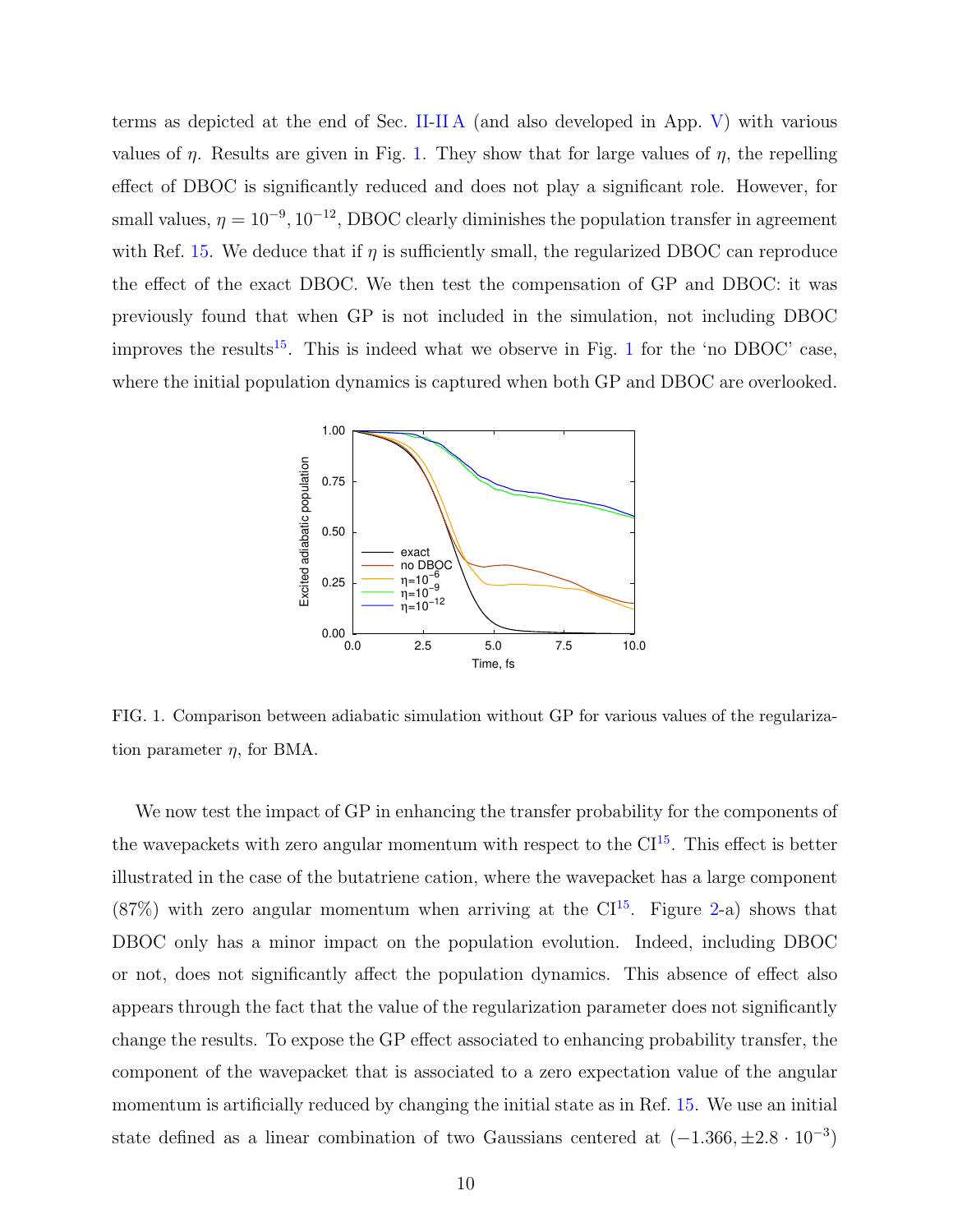terms as depicted at the end of Sec. II-II A (and also developed in App. V) with various values of $\eta$. Results are given in Fig. 1. They show that for large values of $\eta$, the repelling effect of DBOC is significantly reduced and does not play a significant role. However, for small values, $\eta = 10^{-9}, 10^{-12}$, DBOC clearly diminishes the population transfer in agreement with Ref. 15. We deduce that if $\eta$ is sufficiently small, the regularized DBOC can reproduce the effect of the exact DBOC. We then test the compensation of GP and DBOC: it was previously found that when GP is not included in the simulation, not including DBOC improves the results[15]. This is indeed what we observe in Fig. 1 for the 'no DBOC' case, where the initial population dynamics is captured when both GP and DBOC are overlooked.

FIG. 1. Comparison between adiabatic simulation without GP for various values of the regularization parameter $\eta$, for BMA.

We now test the impact of GP in enhancing the transfer probability for the components of the wavepackets with zero angular momentum with respect to the CI[15]. This effect is better illustrated in the case of the butatriene cation, where the wavepacket has a large component (87%) with zero angular momentum when arriving at the CI[15]. Figure 2-a) shows that DBOC only has a minor impact on the population evolution. Indeed, including DBOC or not, does not significantly affect the population dynamics. This absence of effect also appears through the fact that the value of the regularization parameter does not significantly change the results. To expose the GP effect associated to enhancing probability transfer, the component of the wavepacket that is associated to a zero expectation value of the angular momentum is artificially reduced by changing the initial state as in Ref. 15. We use an initial state defined as a linear combination of two Gaussians centered at $(-1.366, \pm 2.8 \cdot 10^{-3})$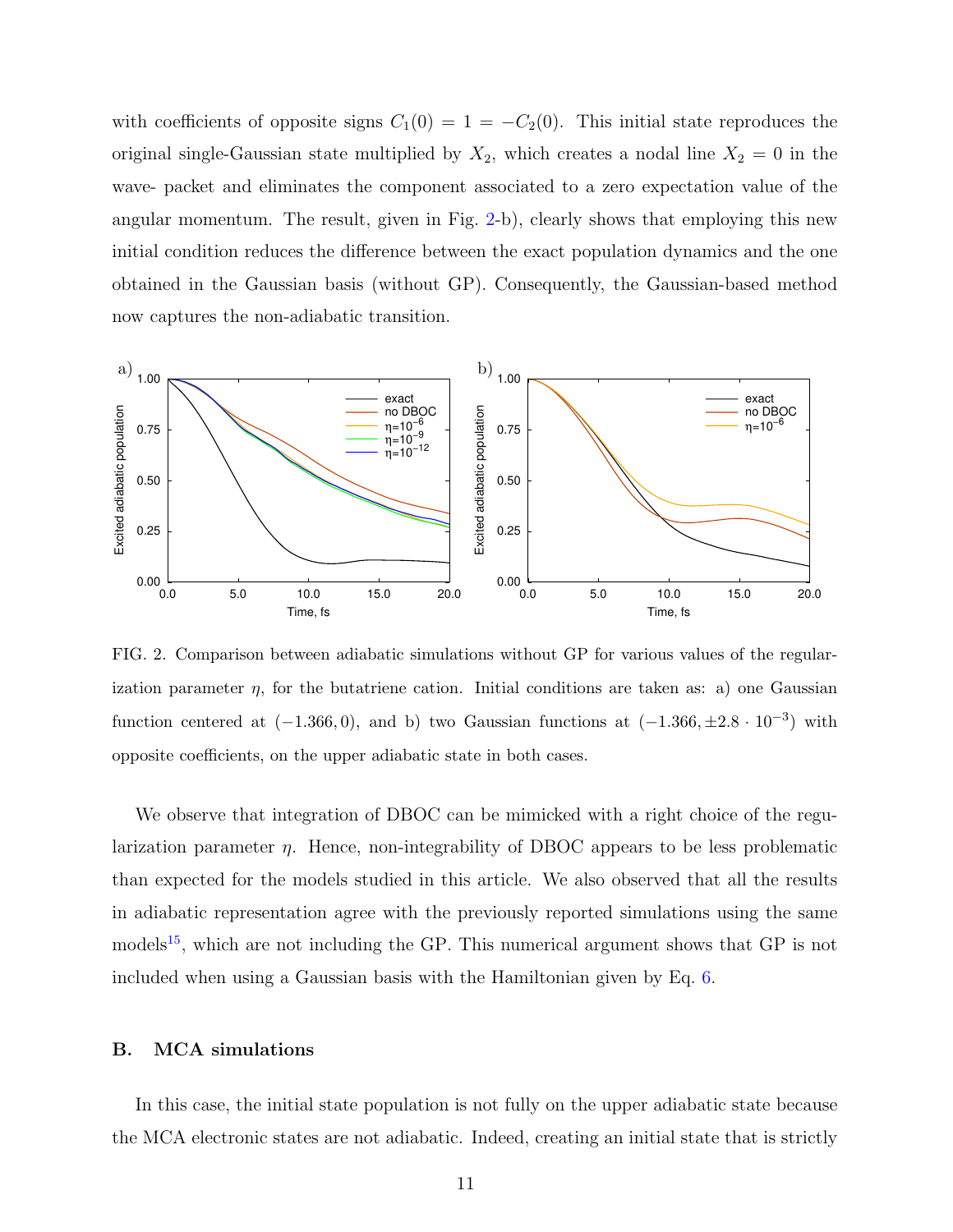with coefficients of opposite signs $C_1(0) = 1 = -C_2(0)$. This initial state reproduces the original single-Gaussian state multiplied by $X_2$, which creates a nodal line $X_2 = 0$ in the wave- packet and eliminates the component associated to a zero expectation value of the angular momentum. The result, given in Fig. 2-b), clearly shows that employing this new initial condition reduces the difference between the exact population dynamics and the one obtained in the Gaussian basis (without GP). Consequently, the Gaussian-based method now captures the non-adiabatic transition.

FIG. 2. Comparison between adiabatic simulations without GP for various values of the regularization parameter $\eta$, for the butatriene cation. Initial conditions are taken as: a) one Gaussian function centered at $(-1.366, 0)$, and b) two Gaussian functions at $(-1.366, \pm 2.8 \cdot 10^{-3})$ with opposite coefficients, on the upper adiabatic state in both cases.

We observe that integration of DBOC can be mimicked with a right choice of the regularization parameter $\eta$. Hence, non-integrability of DBOC appears to be less problematic than expected for the models studied in this article. We also observed that all the results in adiabatic representation agree with the previously reported simulations using the same models[15], which are not including the GP. This numerical argument shows that GP is not included when using a Gaussian basis with the Hamiltonian given by Eq. 6.

### B. MCA simulations

In this case, the initial state population is not fully on the upper adiabatic state because the MCA electronic states are not adiabatic. Indeed, creating an initial state that is strictly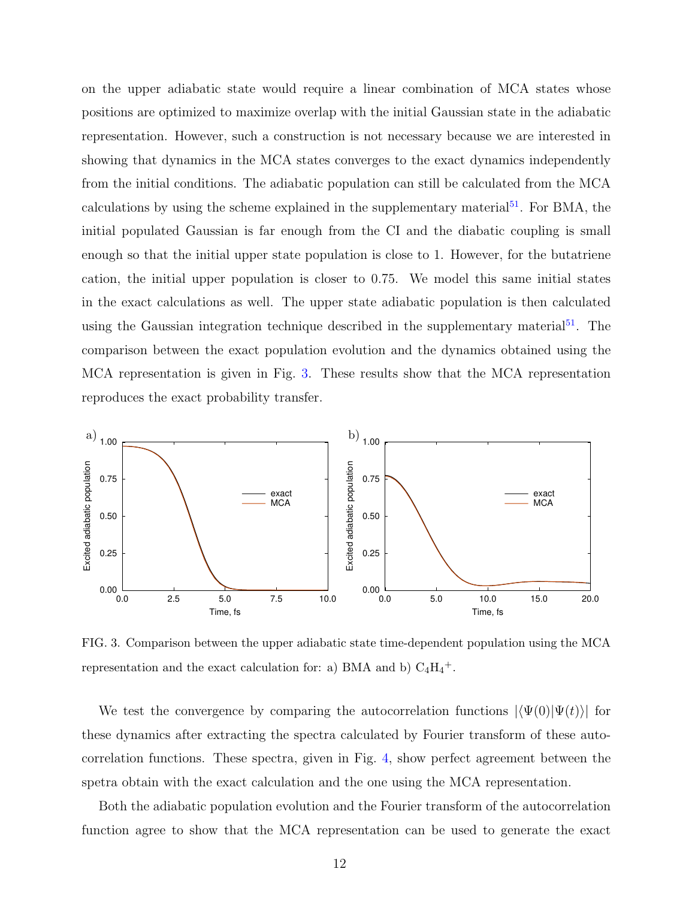on the upper adiabatic state would require a linear combination of MCA states whose positions are optimized to maximize overlap with the initial Gaussian state in the adiabatic representation. However, such a construction is not necessary because we are interested in showing that dynamics in the MCA states converges to the exact dynamics independently from the initial conditions. The adiabatic population can still be calculated from the MCA calculations by using the scheme explained in the supplementary material[51]. For BMA, the initial populated Gaussian is far enough from the CI and the diabatic coupling is small enough so that the initial upper state population is close to 1. However, for the butatriene cation, the initial upper population is closer to 0.75. We model this same initial states in the exact calculations as well. The upper state adiabatic population is then calculated using the Gaussian integration technique described in the supplementary material[51]. The comparison between the exact population evolution and the dynamics obtained using the MCA representation is given in Fig. 3. These results show that the MCA representation reproduces the exact probability transfer.

FIG. 3. Comparison between the upper adiabatic state time-dependent population using the MCA representation and the exact calculation for: a) BMA and b) $C_4H_4{}^+$.

We test the convergence by comparing the autocorrelation functions $|\langle\Psi(0)|\Psi(t)\rangle|$ for these dynamics after extracting the spectra calculated by Fourier transform of these autocorrelation functions. These spectra, given in Fig. 4, show perfect agreement between the spetra obtain with the exact calculation and the one using the MCA representation.

Both the adiabatic population evolution and the Fourier transform of the autocorrelation function agree to show that the MCA representation can be used to generate the exact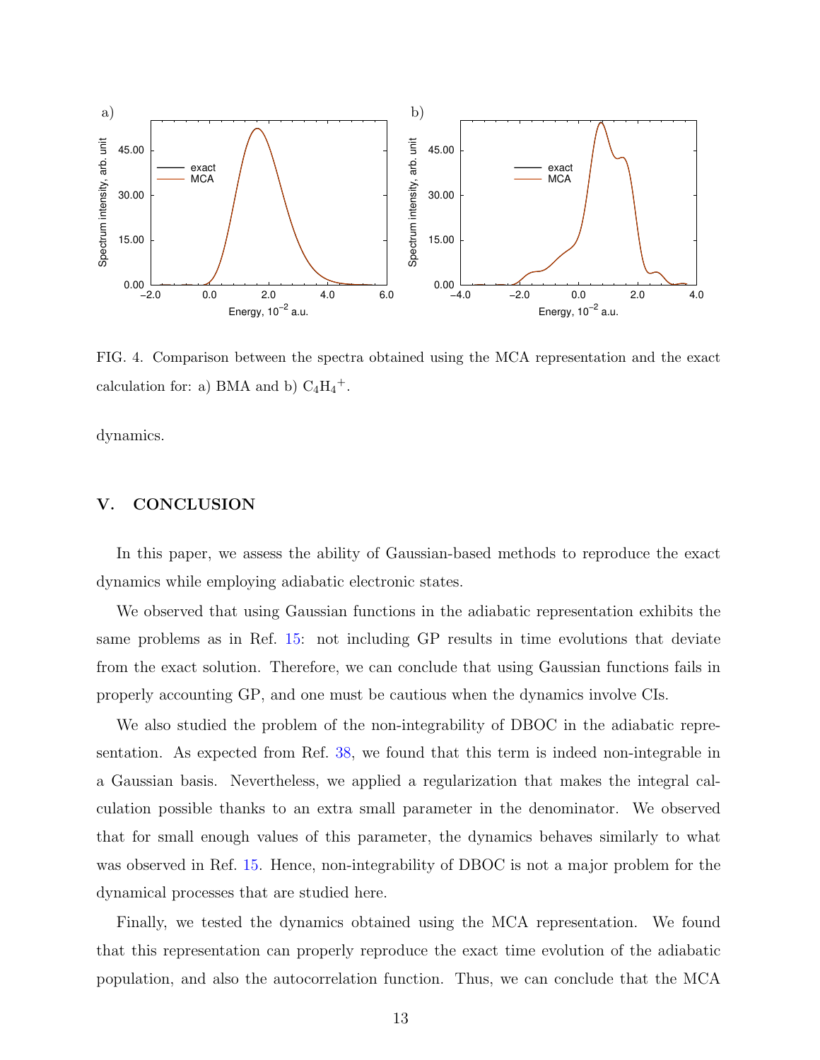FIG. 4. Comparison between the spectra obtained using the MCA representation and the exact calculation for: a) BMA and b) $C_4H_4^+$.

dynamics.

## V. CONCLUSION

In this paper, we assess the ability of Gaussian-based methods to reproduce the exact dynamics while employing adiabatic electronic states.

We observed that using Gaussian functions in the adiabatic representation exhibits the same problems as in Ref. 15: not including GP results in time evolutions that deviate from the exact solution. Therefore, we can conclude that using Gaussian functions fails in properly accounting GP, and one must be cautious when the dynamics involve CIs.

We also studied the problem of the non-integrability of DBOC in the adiabatic representation. As expected from Ref. 38, we found that this term is indeed non-integrable in a Gaussian basis. Nevertheless, we applied a regularization that makes the integral calculation possible thanks to an extra small parameter in the denominator. We observed that for small enough values of this parameter, the dynamics behaves similarly to what was observed in Ref. 15. Hence, non-integrability of DBOC is not a major problem for the dynamical processes that are studied here.

Finally, we tested the dynamics obtained using the MCA representation. We found that this representation can properly reproduce the exact time evolution of the adiabatic population, and also the autocorrelation function. Thus, we can conclude that the MCA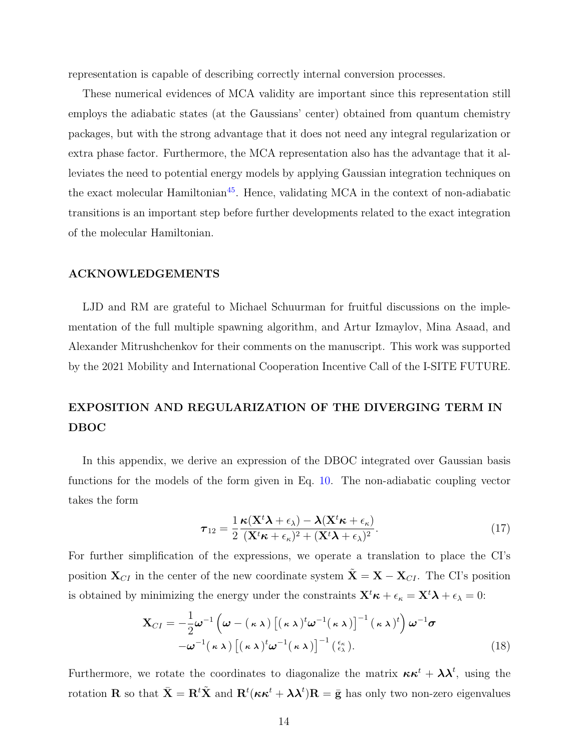representation is capable of describing correctly internal conversion processes.

These numerical evidences of MCA validity are important since this representation still employs the adiabatic states (at the Gaussians' center) obtained from quantum chemistry packages, but with the strong advantage that it does not need any integral regularization or extra phase factor. Furthermore, the MCA representation also has the advantage that it alleviates the need to potential energy models by applying Gaussian integration techniques on the exact molecular Hamiltonian[45]. Hence, validating MCA in the context of non-adiabatic transitions is an important step before further developments related to the exact integration of the molecular Hamiltonian.

## ACKNOWLEDGEMENTS

LJD and RM are grateful to Michael Schuurman for fruitful discussions on the implementation of the full multiple spawning algorithm, and Artur Izmaylov, Mina Asaad, and Alexander Mitrushchenkov for their comments on the manuscript. This work was supported by the 2021 Mobility and International Cooperation Incentive Call of the I-SITE FUTURE.

## EXPOSITION AND REGULARIZATION OF THE DIVERGING TERM IN DBOC

In this appendix, we derive an expression of the DBOC integrated over Gaussian basis functions for the models of the form given in Eq. 10. The non-adiabatic coupling vector takes the form

$$\boldsymbol{\tau}_{12} = \frac{1}{2}\frac{\boldsymbol{\kappa}(\mathbf{X}^t\boldsymbol{\lambda} + \epsilon_\lambda) - \boldsymbol{\lambda}(\mathbf{X}^t\boldsymbol{\kappa} + \epsilon_\kappa)}{(\mathbf{X}^t\boldsymbol{\kappa} + \epsilon_\kappa)^2 + (\mathbf{X}^t\boldsymbol{\lambda} + \epsilon_\lambda)^2}. \tag{17}$$

For further simplification of the expressions, we operate a translation to place the CI's position $\mathbf{X}_{CI}$ in the center of the new coordinate system $\tilde{\mathbf{X}} = \mathbf{X} - \mathbf{X}_{CI}$. The CI's position is obtained by minimizing the energy under the constraints $\mathbf{X}^t\boldsymbol{\kappa} + \epsilon_\kappa = \mathbf{X}^t\boldsymbol{\lambda} + \epsilon_\lambda = 0$:

$$\begin{aligned}\mathbf{X}_{CI} = &-\frac{1}{2}\boldsymbol{\omega}^{-1}\left(\boldsymbol{\omega} - (\,\boldsymbol{\kappa}\;\boldsymbol{\lambda}\,)\left[(\,\boldsymbol{\kappa}\;\boldsymbol{\lambda}\,)^t\boldsymbol{\omega}^{-1}(\,\boldsymbol{\kappa}\;\boldsymbol{\lambda}\,)\right]^{-1}(\,\boldsymbol{\kappa}\;\boldsymbol{\lambda}\,)^t\right)\boldsymbol{\omega}^{-1}\boldsymbol{\sigma} \\ &-\boldsymbol{\omega}^{-1}(\,\boldsymbol{\kappa}\;\boldsymbol{\lambda}\,)\left[(\,\boldsymbol{\kappa}\;\boldsymbol{\lambda}\,)^t\boldsymbol{\omega}^{-1}(\,\boldsymbol{\kappa}\;\boldsymbol{\lambda}\,)\right]^{-1}\binom{\epsilon_\kappa}{\epsilon_\lambda}.\end{aligned} \tag{18}$$

Furthermore, we rotate the coordinates to diagonalize the matrix $\boldsymbol{\kappa}\boldsymbol{\kappa}^t + \boldsymbol{\lambda}\boldsymbol{\lambda}^t$, using the rotation $\mathbf{R}$ so that $\bar{\mathbf{X}} = \mathbf{R}^t\tilde{\mathbf{X}}$ and $\mathbf{R}^t(\boldsymbol{\kappa}\boldsymbol{\kappa}^t + \boldsymbol{\lambda}\boldsymbol{\lambda}^t)\mathbf{R} = \bar{\mathbf{g}}$ has only two non-zero eigenvalues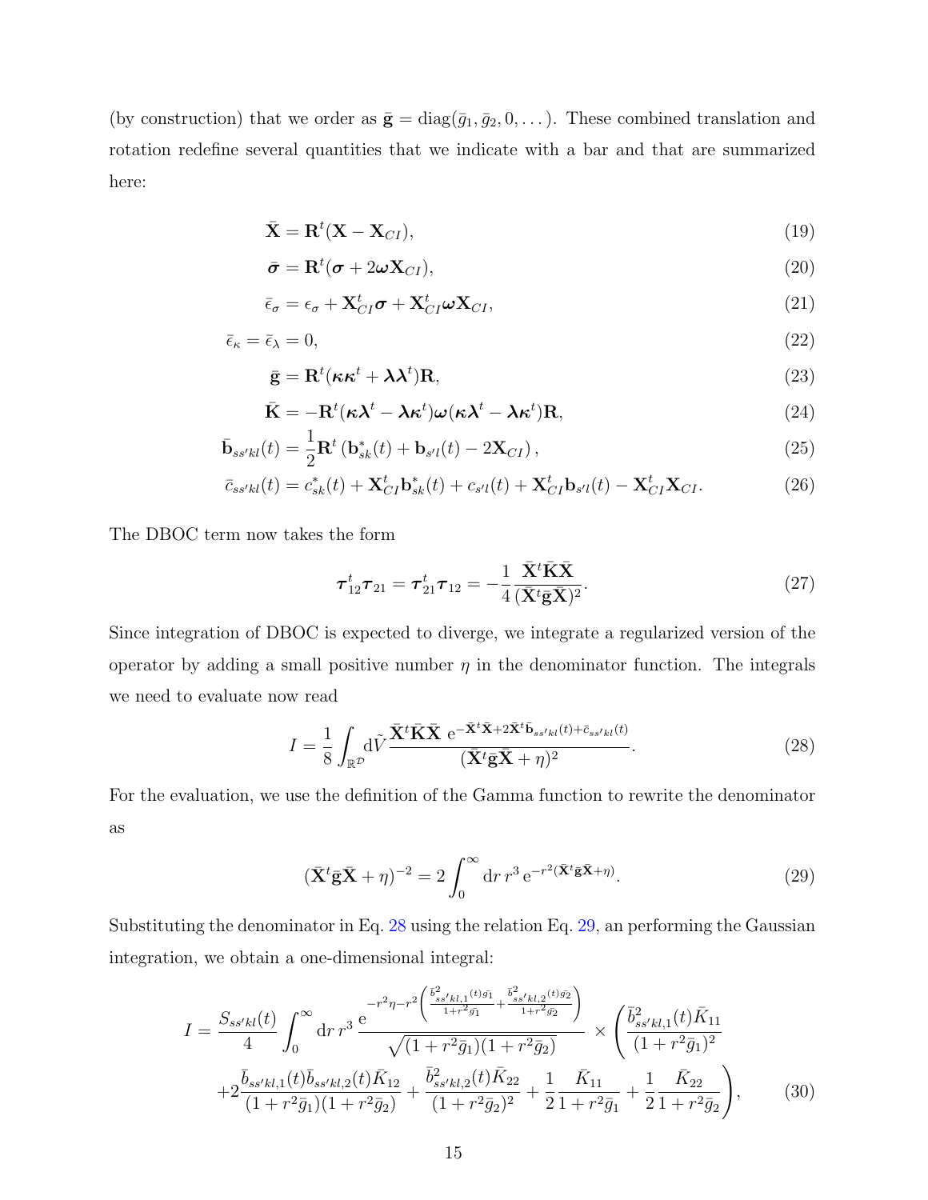(by construction) that we order as $\bar{\mathbf{g}} = \mathrm{diag}(\bar{g}_1, \bar{g}_2, 0, \dots)$. These combined translation and rotation redefine several quantities that we indicate with a bar and that are summarized here:

$$\bar{\mathbf{X}} = \mathbf{R}^t(\mathbf{X} - \mathbf{X}_{CI}), \tag{19}$$

$$\bar{\boldsymbol{\sigma}} = \mathbf{R}^t(\boldsymbol{\sigma} + 2\boldsymbol{\omega}\mathbf{X}_{CI}), \tag{20}$$

$$\bar{\epsilon}_\sigma = \epsilon_\sigma + \mathbf{X}_{CI}^t\boldsymbol{\sigma} + \mathbf{X}_{CI}^t\boldsymbol{\omega}\mathbf{X}_{CI}, \tag{21}$$

$$\bar{\epsilon}_\kappa = \bar{\epsilon}_\lambda = 0, \tag{22}$$

$$\bar{\mathbf{g}} = \mathbf{R}^t(\boldsymbol{\kappa}\boldsymbol{\kappa}^t + \boldsymbol{\lambda}\boldsymbol{\lambda}^t)\mathbf{R}, \tag{23}$$

$$\bar{\mathbf{K}} = -\mathbf{R}^t(\boldsymbol{\kappa}\boldsymbol{\lambda}^t - \boldsymbol{\lambda}\boldsymbol{\kappa}^t)\boldsymbol{\omega}(\boldsymbol{\kappa}\boldsymbol{\lambda}^t - \boldsymbol{\lambda}\boldsymbol{\kappa}^t)\mathbf{R}, \tag{24}$$

$$\bar{\mathbf{b}}_{ss'kl}(t) = \frac{1}{2}\mathbf{R}^t\left(\mathbf{b}_{sk}^*(t) + \mathbf{b}_{s'l}(t) - 2\mathbf{X}_{CI}\right), \tag{25}$$

$$\bar{c}_{ss'kl}(t) = c_{sk}^*(t) + \mathbf{X}_{CI}^t\mathbf{b}_{sk}^*(t) + c_{s'l}(t) + \mathbf{X}_{CI}^t\mathbf{b}_{s'l}(t) - \mathbf{X}_{CI}^t\mathbf{X}_{CI}. \tag{26}$$

The DBOC term now takes the form

$$\boldsymbol{\tau}_{12}^t\boldsymbol{\tau}_{21} = \boldsymbol{\tau}_{21}^t\boldsymbol{\tau}_{12} = -\frac{1}{4}\frac{\bar{\mathbf{X}}^t\bar{\mathbf{K}}\bar{\mathbf{X}}}{(\bar{\mathbf{X}}^t\bar{\mathbf{g}}\bar{\mathbf{X}})^2}. \tag{27}$$

Since integration of DBOC is expected to diverge, we integrate a regularized version of the operator by adding a small positive number $\eta$ in the denominator function. The integrals we need to evaluate now read

$$I = \frac{1}{8}\int_{\mathbb{R}^{\mathcal{D}}} \mathrm{d}\tilde{V}\, \frac{\bar{\mathbf{X}}^t\bar{\mathbf{K}}\bar{\mathbf{X}}\ \mathrm{e}^{-\bar{\mathbf{X}}^t\bar{\mathbf{X}} + 2\bar{\mathbf{X}}^t\bar{\mathbf{b}}_{ss'kl}(t) + \bar{c}_{ss'kl}(t)}}{(\bar{\mathbf{X}}^t\bar{\mathbf{g}}\bar{\mathbf{X}} + \eta)^2}. \tag{28}$$

For the evaluation, we use the definition of the Gamma function to rewrite the denominator as

$$(\bar{\mathbf{X}}^t\bar{\mathbf{g}}\bar{\mathbf{X}} + \eta)^{-2} = 2\int_0^\infty \mathrm{d}r\, r^3\, \mathrm{e}^{-r^2(\bar{\mathbf{X}}^t\bar{\mathbf{g}}\bar{\mathbf{X}} + \eta)}. \tag{29}$$

Substituting the denominator in Eq. 28 using the relation Eq. 29, an performing the Gaussian integration, we obtain a one-dimensional integral:

$$I = \frac{S_{ss'kl}(t)}{4}\int_0^\infty \mathrm{d}r\, r^3\, \frac{\mathrm{e}^{-r^2\eta - r^2\left(\frac{\bar{b}_{ss'kl,1}^2(t)\bar{g}_1}{1+r^2\bar{g}_1} + \frac{\bar{b}_{ss'kl,2}^2(t)\bar{g}_2}{1+r^2\bar{g}_2}\right)}}{\sqrt{(1+r^2\bar{g}_1)(1+r^2\bar{g}_2)}} \times \left(\frac{\bar{b}_{ss'kl,1}^2(t)\bar{K}_{11}}{(1+r^2\bar{g}_1)^2} \right.$$
$$\left. + 2\frac{\bar{b}_{ss'kl,1}(t)\bar{b}_{ss'kl,2}(t)\bar{K}_{12}}{(1+r^2\bar{g}_1)(1+r^2\bar{g}_2)} + \frac{\bar{b}_{ss'kl,2}^2(t)\bar{K}_{22}}{(1+r^2\bar{g}_2)^2} + \frac{1}{2}\frac{\bar{K}_{11}}{1+r^2\bar{g}_1} + \frac{1}{2}\frac{\bar{K}_{22}}{1+r^2\bar{g}_2}\right), \tag{30}$$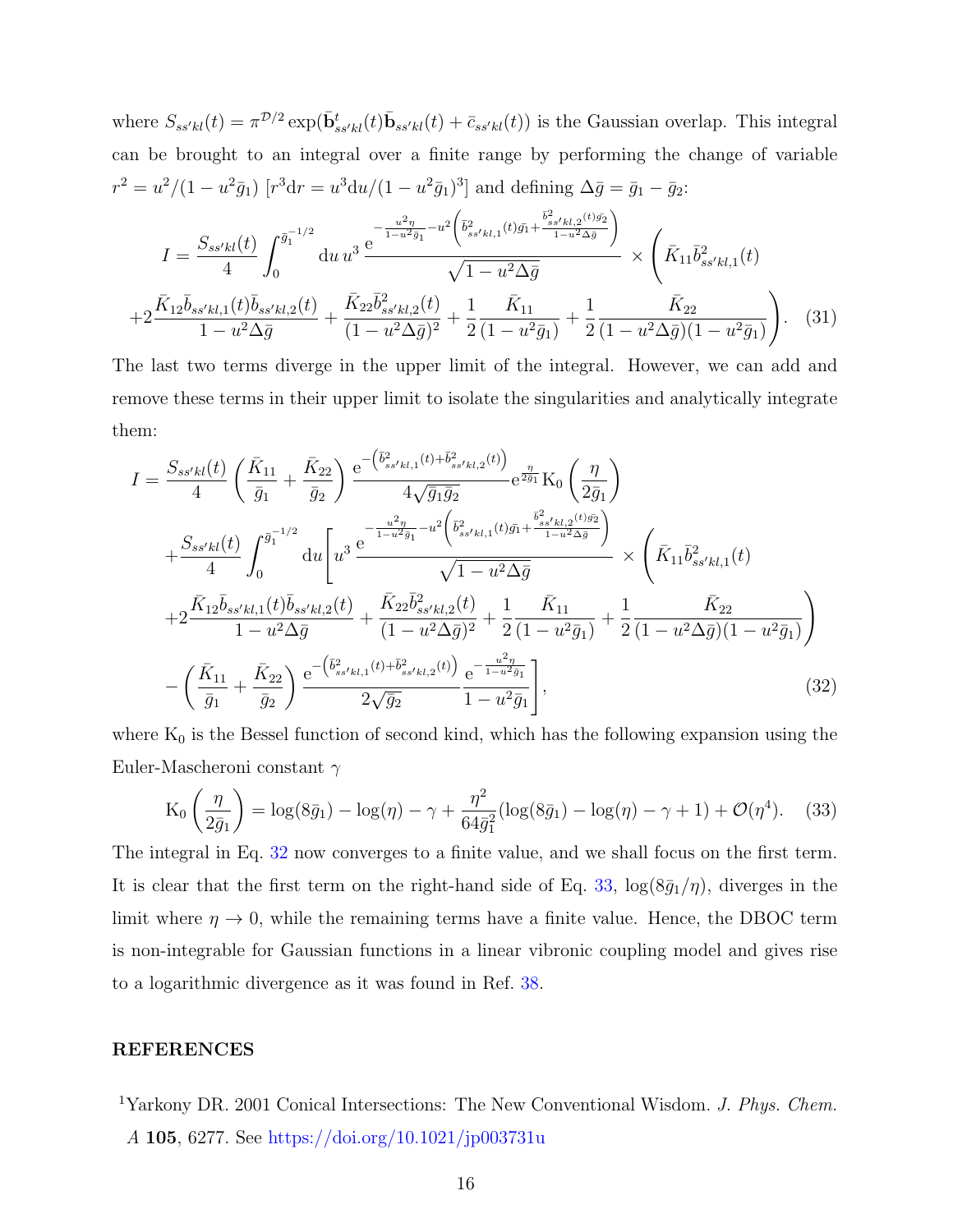where $S_{ss'kl}(t) = \pi^{\mathcal{D}/2} \exp(\bar{\mathbf{b}}^t_{ss'kl}(t)\bar{\mathbf{b}}_{ss'kl}(t) + \bar{c}_{ss'kl}(t))$ is the Gaussian overlap. This integral can be brought to an integral over a finite range by performing the change of variable $r^2 = u^2/(1-u^2\bar{g}_1)$ $[r^3\mathrm{d}r = u^3\mathrm{d}u/(1-u^2\bar{g}_1)^3]$ and defining $\Delta\bar{g} = \bar{g}_1 - \bar{g}_2$:

$$I = \frac{S_{ss'kl}(t)}{4}\int_0^{\bar{g}_1^{-1/2}} \mathrm{d}u\, u^3 \,\frac{\mathrm{e}^{-\frac{u^2\eta}{1-u^2\bar{g}_1} - u^2\left(\bar{b}^2_{ss'kl,1}(t)\bar{g}_1 + \frac{\bar{b}^2_{ss'kl,2}(t)\bar{g}_2}{1-u^2\Delta\bar{g}}\right)}}{\sqrt{1-u^2\Delta\bar{g}}} \times \left(\bar{K}_{11}\bar{b}^2_{ss'kl,1}(t)\right.$$
$$\left. + 2\frac{\bar{K}_{12}\bar{b}_{ss'kl,1}(t)\bar{b}_{ss'kl,2}(t)}{1-u^2\Delta\bar{g}} + \frac{\bar{K}_{22}\bar{b}^2_{ss'kl,2}(t)}{(1-u^2\Delta\bar{g})^2} + \frac{1}{2}\frac{\bar{K}_{11}}{(1-u^2\bar{g}_1)} + \frac{1}{2}\frac{\bar{K}_{22}}{(1-u^2\Delta\bar{g})(1-u^2\bar{g}_1)}\right). \quad (31)$$

The last two terms diverge in the upper limit of the integral. However, we can add and remove these terms in their upper limit to isolate the singularities and analytically integrate them:

$$I = \frac{S_{ss'kl}(t)}{4}\left(\frac{\bar{K}_{11}}{\bar{g}_1} + \frac{\bar{K}_{22}}{\bar{g}_2}\right)\frac{\mathrm{e}^{-\left(\bar{b}^2_{ss'kl,1}(t)+\bar{b}^2_{ss'kl,2}(t)\right)}}{4\sqrt{\bar{g}_1\bar{g}_2}}\mathrm{e}^{\frac{\eta}{2\bar{g}_1}}\mathrm{K}_0\left(\frac{\eta}{2\bar{g}_1}\right)$$
$$+ \frac{S_{ss'kl}(t)}{4}\int_0^{\bar{g}_1^{-1/2}} \mathrm{d}u\left[u^3\,\frac{\mathrm{e}^{-\frac{u^2\eta}{1-u^2\bar{g}_1} - u^2\left(\bar{b}^2_{ss'kl,1}(t)\bar{g}_1 + \frac{\bar{b}^2_{ss'kl,2}(t)\bar{g}_2}{1-u^2\Delta\bar{g}}\right)}}{\sqrt{1-u^2\Delta\bar{g}}} \times \left(\bar{K}_{11}\bar{b}^2_{ss'kl,1}(t)\right.\right.$$
$$\left. + 2\frac{\bar{K}_{12}\bar{b}_{ss'kl,1}(t)\bar{b}_{ss'kl,2}(t)}{1-u^2\Delta\bar{g}} + \frac{\bar{K}_{22}\bar{b}^2_{ss'kl,2}(t)}{(1-u^2\Delta\bar{g})^2} + \frac{1}{2}\frac{\bar{K}_{11}}{(1-u^2\bar{g}_1)} + \frac{1}{2}\frac{\bar{K}_{22}}{(1-u^2\Delta\bar{g})(1-u^2\bar{g}_1)}\right)$$
$$\left. - \left(\frac{\bar{K}_{11}}{\bar{g}_1} + \frac{\bar{K}_{22}}{\bar{g}_2}\right)\frac{\mathrm{e}^{-\left(\bar{b}^2_{ss'kl,1}(t)+\bar{b}^2_{ss'kl,2}(t)\right)}}{2\sqrt{\bar{g}_2}}\frac{\mathrm{e}^{-\frac{u^2\eta}{1-u^2\bar{g}_1}}}{1-u^2\bar{g}_1}\right], \quad (32)$$

where $\mathrm{K}_0$ is the Bessel function of second kind, which has the following expansion using the Euler-Mascheroni constant $\gamma$

$$\mathrm{K}_0\left(\frac{\eta}{2\bar{g}_1}\right) = \log(8\bar{g}_1) - \log(\eta) - \gamma + \frac{\eta^2}{64\bar{g}_1^2}(\log(8\bar{g}_1) - \log(\eta) - \gamma + 1) + \mathcal{O}(\eta^4). \quad (33)$$

The integral in Eq. 32 now converges to a finite value, and we shall focus on the first term. It is clear that the first term on the right-hand side of Eq. 33, $\log(8\bar{g}_1/\eta)$, diverges in the limit where $\eta \to 0$, while the remaining terms have a finite value. Hence, the DBOC term is non-integrable for Gaussian functions in a linear vibronic coupling model and gives rise to a logarithmic divergence as it was found in Ref. 38.

## REFERENCES

[1] Yarkony DR. 2001 Conical Intersections: The New Conventional Wisdom. *J. Phys. Chem. A* **105**, 6277. See https://doi.org/10.1021/jp003731u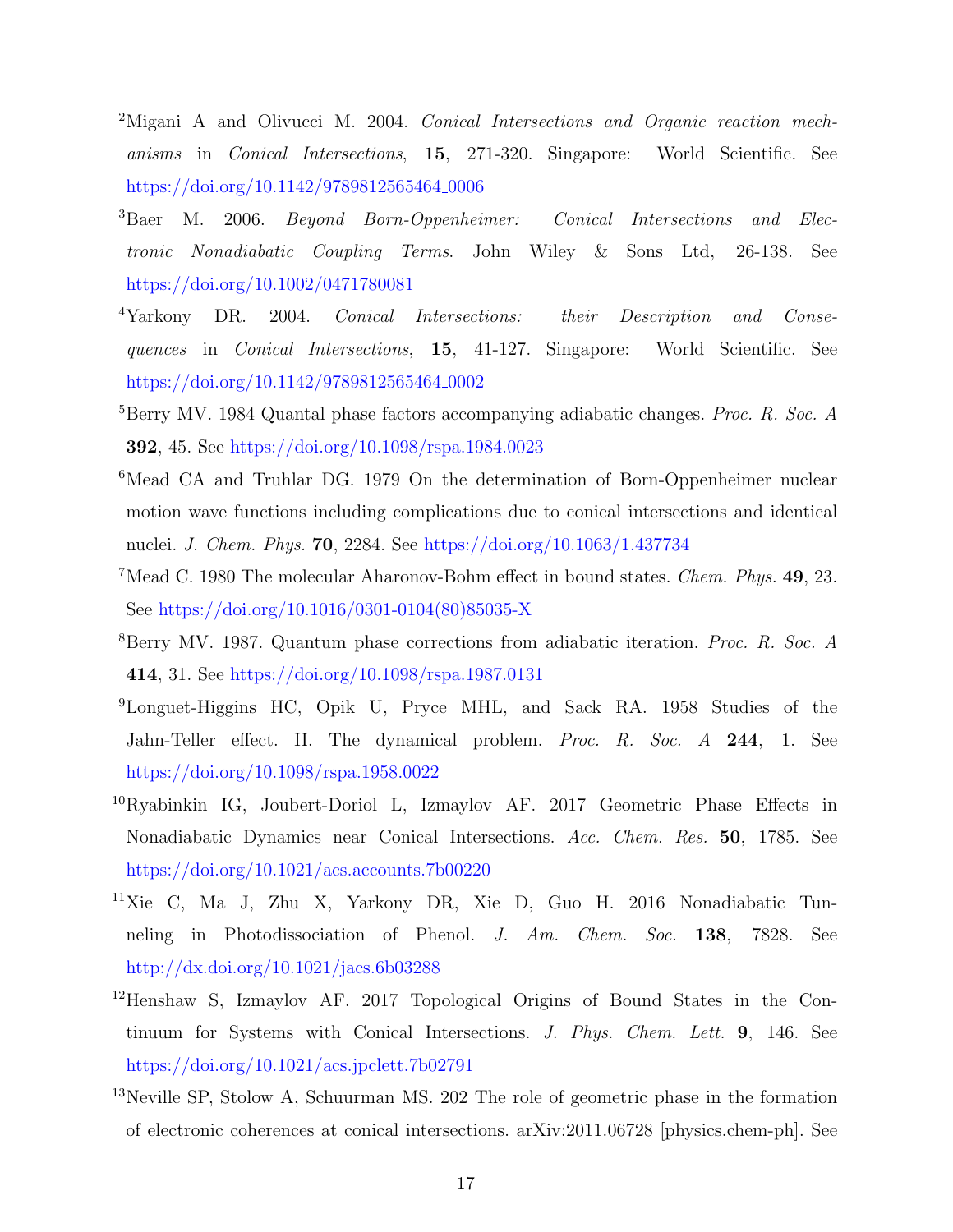[2] Migani A and Olivucci M. 2004. *Conical Intersections and Organic reaction mechanisms* in *Conical Intersections*, **15**, 271-320. Singapore: World Scientific. See https://doi.org/10.1142/9789812565464_0006

[3] Baer M. 2006. *Beyond Born-Oppenheimer: Conical Intersections and Electronic Nonadiabatic Coupling Terms*. John Wiley & Sons Ltd, 26-138. See https://doi.org/10.1002/0471780081

[4] Yarkony DR. 2004. *Conical Intersections: their Description and Consequences* in *Conical Intersections*, **15**, 41-127. Singapore: World Scientific. See https://doi.org/10.1142/9789812565464_0002

[5] Berry MV. 1984 Quantal phase factors accompanying adiabatic changes. *Proc. R. Soc. A* **392**, 45. See https://doi.org/10.1098/rspa.1984.0023

[6] Mead CA and Truhlar DG. 1979 On the determination of Born-Oppenheimer nuclear motion wave functions including complications due to conical intersections and identical nuclei. *J. Chem. Phys.* **70**, 2284. See https://doi.org/10.1063/1.437734

[7] Mead C. 1980 The molecular Aharonov-Bohm effect in bound states. *Chem. Phys.* **49**, 23. See https://doi.org/10.1016/0301-0104(80)85035-X

[8] Berry MV. 1987. Quantum phase corrections from adiabatic iteration. *Proc. R. Soc. A* **414**, 31. See https://doi.org/10.1098/rspa.1987.0131

[9] Longuet-Higgins HC, Opik U, Pryce MHL, and Sack RA. 1958 Studies of the Jahn-Teller effect. II. The dynamical problem. *Proc. R. Soc. A* **244**, 1. See https://doi.org/10.1098/rspa.1958.0022

[10] Ryabinkin IG, Joubert-Doriol L, Izmaylov AF. 2017 Geometric Phase Effects in Nonadiabatic Dynamics near Conical Intersections. *Acc. Chem. Res.* **50**, 1785. See https://doi.org/10.1021/acs.accounts.7b00220

[11] Xie C, Ma J, Zhu X, Yarkony DR, Xie D, Guo H. 2016 Nonadiabatic Tunneling in Photodissociation of Phenol. *J. Am. Chem. Soc.* **138**, 7828. See http://dx.doi.org/10.1021/jacs.6b03288

[12] Henshaw S, Izmaylov AF. 2017 Topological Origins of Bound States in the Continuum for Systems with Conical Intersections. *J. Phys. Chem. Lett.* **9**, 146. See https://doi.org/10.1021/acs.jpclett.7b02791

[13] Neville SP, Stolow A, Schuurman MS. 202 The role of geometric phase in the formation of electronic coherences at conical intersections. arXiv:2011.06728 [physics.chem-ph]. See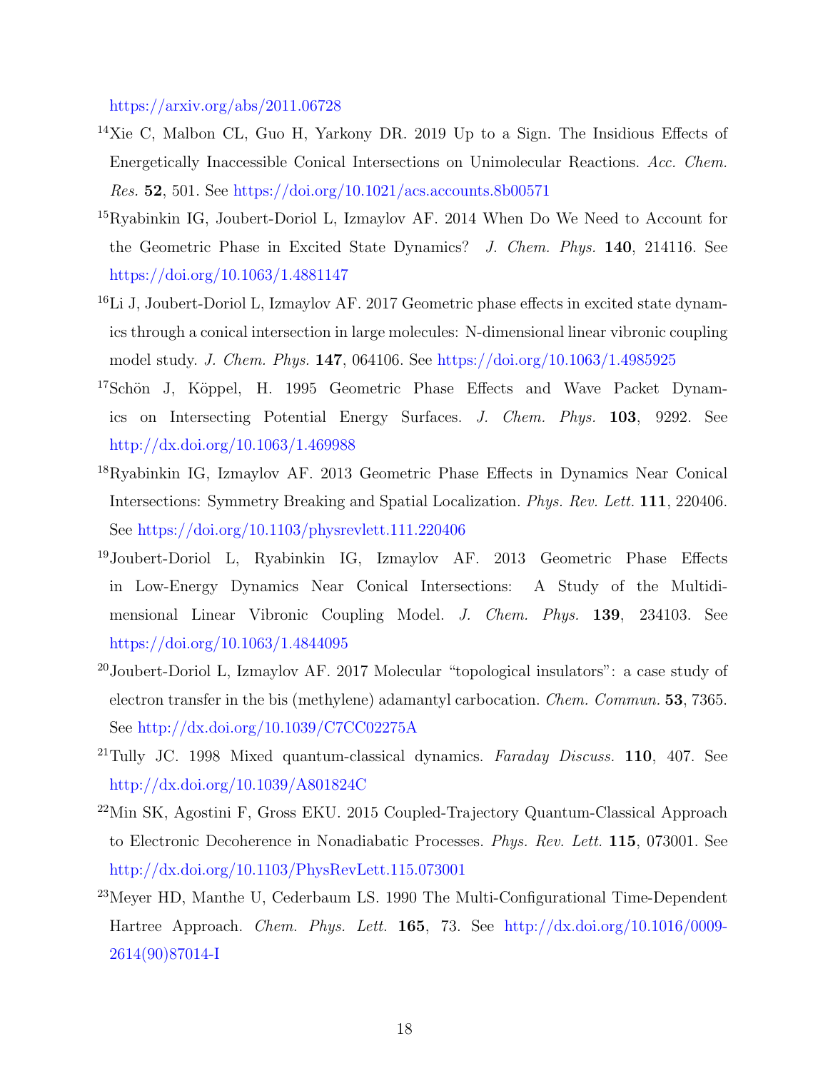https://arxiv.org/abs/2011.06728

[14]Xie C, Malbon CL, Guo H, Yarkony DR. 2019 Up to a Sign. The Insidious Effects of Energetically Inaccessible Conical Intersections on Unimolecular Reactions. *Acc. Chem. Res.* **52**, 501. See https://doi.org/10.1021/acs.accounts.8b00571

[15]Ryabinkin IG, Joubert-Doriol L, Izmaylov AF. 2014 When Do We Need to Account for the Geometric Phase in Excited State Dynamics? *J. Chem. Phys.* **140**, 214116. See https://doi.org/10.1063/1.4881147

[16]Li J, Joubert-Doriol L, Izmaylov AF. 2017 Geometric phase effects in excited state dynamics through a conical intersection in large molecules: N-dimensional linear vibronic coupling model study. *J. Chem. Phys.* **147**, 064106. See https://doi.org/10.1063/1.4985925

[17]Schön J, Köppel, H. 1995 Geometric Phase Effects and Wave Packet Dynamics on Intersecting Potential Energy Surfaces. *J. Chem. Phys.* **103**, 9292. See http://dx.doi.org/10.1063/1.469988

[18]Ryabinkin IG, Izmaylov AF. 2013 Geometric Phase Effects in Dynamics Near Conical Intersections: Symmetry Breaking and Spatial Localization. *Phys. Rev. Lett.* **111**, 220406. See https://doi.org/10.1103/physrevlett.111.220406

[19]Joubert-Doriol L, Ryabinkin IG, Izmaylov AF. 2013 Geometric Phase Effects in Low-Energy Dynamics Near Conical Intersections: A Study of the Multidimensional Linear Vibronic Coupling Model. *J. Chem. Phys.* **139**, 234103. See https://doi.org/10.1063/1.4844095

[20]Joubert-Doriol L, Izmaylov AF. 2017 Molecular "topological insulators": a case study of electron transfer in the bis (methylene) adamantyl carbocation. *Chem. Commun.* **53**, 7365. See http://dx.doi.org/10.1039/C7CC02275A

[21]Tully JC. 1998 Mixed quantum-classical dynamics. *Faraday Discuss.* **110**, 407. See http://dx.doi.org/10.1039/A801824C

[22]Min SK, Agostini F, Gross EKU. 2015 Coupled-Trajectory Quantum-Classical Approach to Electronic Decoherence in Nonadiabatic Processes. *Phys. Rev. Lett.* **115**, 073001. See http://dx.doi.org/10.1103/PhysRevLett.115.073001

[23]Meyer HD, Manthe U, Cederbaum LS. 1990 The Multi-Configurational Time-Dependent Hartree Approach. *Chem. Phys. Lett.* **165**, 73. See http://dx.doi.org/10.1016/0009-2614(90)87014-I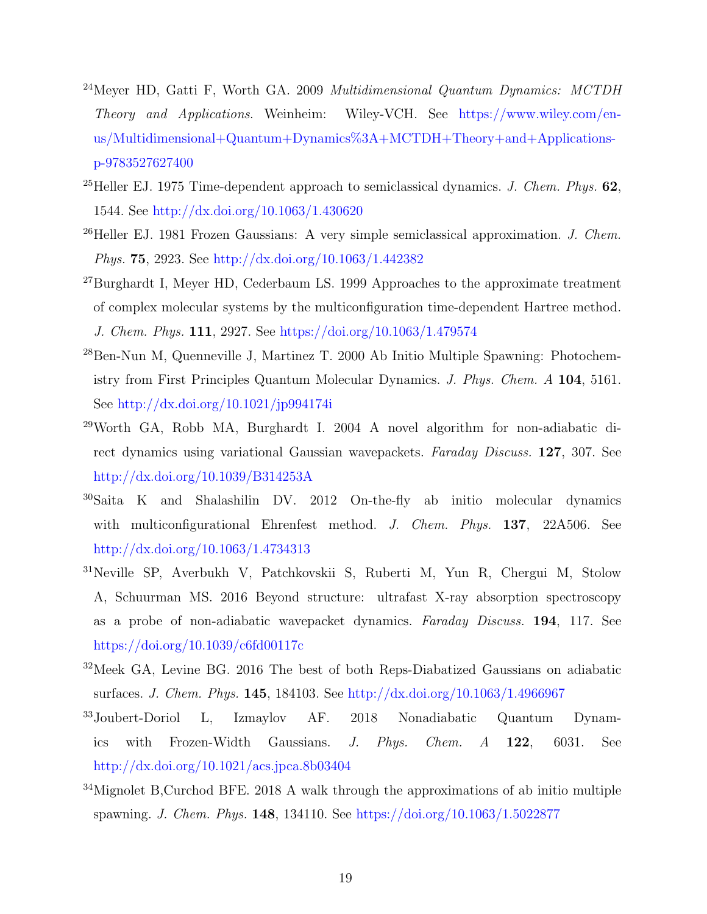[24] Meyer HD, Gatti F, Worth GA. 2009 *Multidimensional Quantum Dynamics: MCTDH Theory and Applications*. Weinheim: Wiley-VCH. See https://www.wiley.com/en-us/Multidimensional+Quantum+Dynamics%3A+MCTDH+Theory+and+Applications-p-9783527627400

[25] Heller EJ. 1975 Time-dependent approach to semiclassical dynamics. *J. Chem. Phys.* **62**, 1544. See http://dx.doi.org/10.1063/1.430620

[26] Heller EJ. 1981 Frozen Gaussians: A very simple semiclassical approximation. *J. Chem. Phys.* **75**, 2923. See http://dx.doi.org/10.1063/1.442382

[27] Burghardt I, Meyer HD, Cederbaum LS. 1999 Approaches to the approximate treatment of complex molecular systems by the multiconfiguration time-dependent Hartree method. *J. Chem. Phys.* **111**, 2927. See https://doi.org/10.1063/1.479574

[28] Ben-Nun M, Quenneville J, Martinez T. 2000 Ab Initio Multiple Spawning: Photochemistry from First Principles Quantum Molecular Dynamics. *J. Phys. Chem. A* **104**, 5161. See http://dx.doi.org/10.1021/jp994174i

[29] Worth GA, Robb MA, Burghardt I. 2004 A novel algorithm for non-adiabatic direct dynamics using variational Gaussian wavepackets. *Faraday Discuss.* **127**, 307. See http://dx.doi.org/10.1039/B314253A

[30] Saita K and Shalashilin DV. 2012 On-the-fly ab initio molecular dynamics with multiconfigurational Ehrenfest method. *J. Chem. Phys.* **137**, 22A506. See http://dx.doi.org/10.1063/1.4734313

[31] Neville SP, Averbukh V, Patchkovskii S, Ruberti M, Yun R, Chergui M, Stolow A, Schuurman MS. 2016 Beyond structure: ultrafast X-ray absorption spectroscopy as a probe of non-adiabatic wavepacket dynamics. *Faraday Discuss.* **194**, 117. See https://doi.org/10.1039/c6fd00117c

[32] Meek GA, Levine BG. 2016 The best of both Reps-Diabatized Gaussians on adiabatic surfaces. *J. Chem. Phys.* **145**, 184103. See http://dx.doi.org/10.1063/1.4966967

[33] Joubert-Doriol L, Izmaylov AF. 2018 Nonadiabatic Quantum Dynamics with Frozen-Width Gaussians. *J. Phys. Chem. A* **122**, 6031. See http://dx.doi.org/10.1021/acs.jpca.8b03404

[34] Mignolet B,Curchod BFE. 2018 A walk through the approximations of ab initio multiple spawning. *J. Chem. Phys.* **148**, 134110. See https://doi.org/10.1063/1.5022877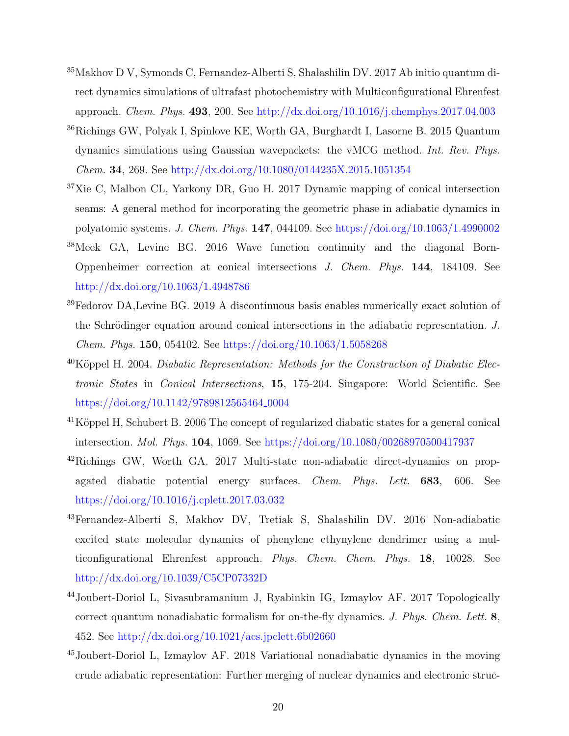[35] Makhov D V, Symonds C, Fernandez-Alberti S, Shalashilin DV. 2017 Ab initio quantum direct dynamics simulations of ultrafast photochemistry with Multiconfigurational Ehrenfest approach. *Chem. Phys.* **493**, 200. See http://dx.doi.org/10.1016/j.chemphys.2017.04.003

[36] Richings GW, Polyak I, Spinlove KE, Worth GA, Burghardt I, Lasorne B. 2015 Quantum dynamics simulations using Gaussian wavepackets: the vMCG method. *Int. Rev. Phys. Chem.* **34**, 269. See http://dx.doi.org/10.1080/0144235X.2015.1051354

[37] Xie C, Malbon CL, Yarkony DR, Guo H. 2017 Dynamic mapping of conical intersection seams: A general method for incorporating the geometric phase in adiabatic dynamics in polyatomic systems. *J. Chem. Phys.* **147**, 044109. See https://doi.org/10.1063/1.4990002

[38] Meek GA, Levine BG. 2016 Wave function continuity and the diagonal Born-Oppenheimer correction at conical intersections *J. Chem. Phys.* **144**, 184109. See http://dx.doi.org/10.1063/1.4948786

[39] Fedorov DA,Levine BG. 2019 A discontinuous basis enables numerically exact solution of the Schrödinger equation around conical intersections in the adiabatic representation. *J. Chem. Phys.* **150**, 054102. See https://doi.org/10.1063/1.5058268

[40] Köppel H. 2004. *Diabatic Representation: Methods for the Construction of Diabatic Electronic States* in *Conical Intersections*, **15**, 175-204. Singapore: World Scientific. See https://doi.org/10.1142/9789812565464_0004

[41] Köppel H, Schubert B. 2006 The concept of regularized diabatic states for a general conical intersection. *Mol. Phys.* **104**, 1069. See https://doi.org/10.1080/00268970500417937

[42] Richings GW, Worth GA. 2017 Multi-state non-adiabatic direct-dynamics on propagated diabatic potential energy surfaces. *Chem. Phys. Lett.* **683**, 606. See https://doi.org/10.1016/j.cplett.2017.03.032

[43] Fernandez-Alberti S, Makhov DV, Tretiak S, Shalashilin DV. 2016 Non-adiabatic excited state molecular dynamics of phenylene ethynylene dendrimer using a multiconfigurational Ehrenfest approach. *Phys. Chem. Chem. Phys.* **18**, 10028. See http://dx.doi.org/10.1039/C5CP07332D

[44] Joubert-Doriol L, Sivasubramanium J, Ryabinkin IG, Izmaylov AF. 2017 Topologically correct quantum nonadiabatic formalism for on-the-fly dynamics. *J. Phys. Chem. Lett.* **8**, 452. See http://dx.doi.org/10.1021/acs.jpclett.6b02660

[45] Joubert-Doriol L, Izmaylov AF. 2018 Variational nonadiabatic dynamics in the moving crude adiabatic representation: Further merging of nuclear dynamics and electronic struc-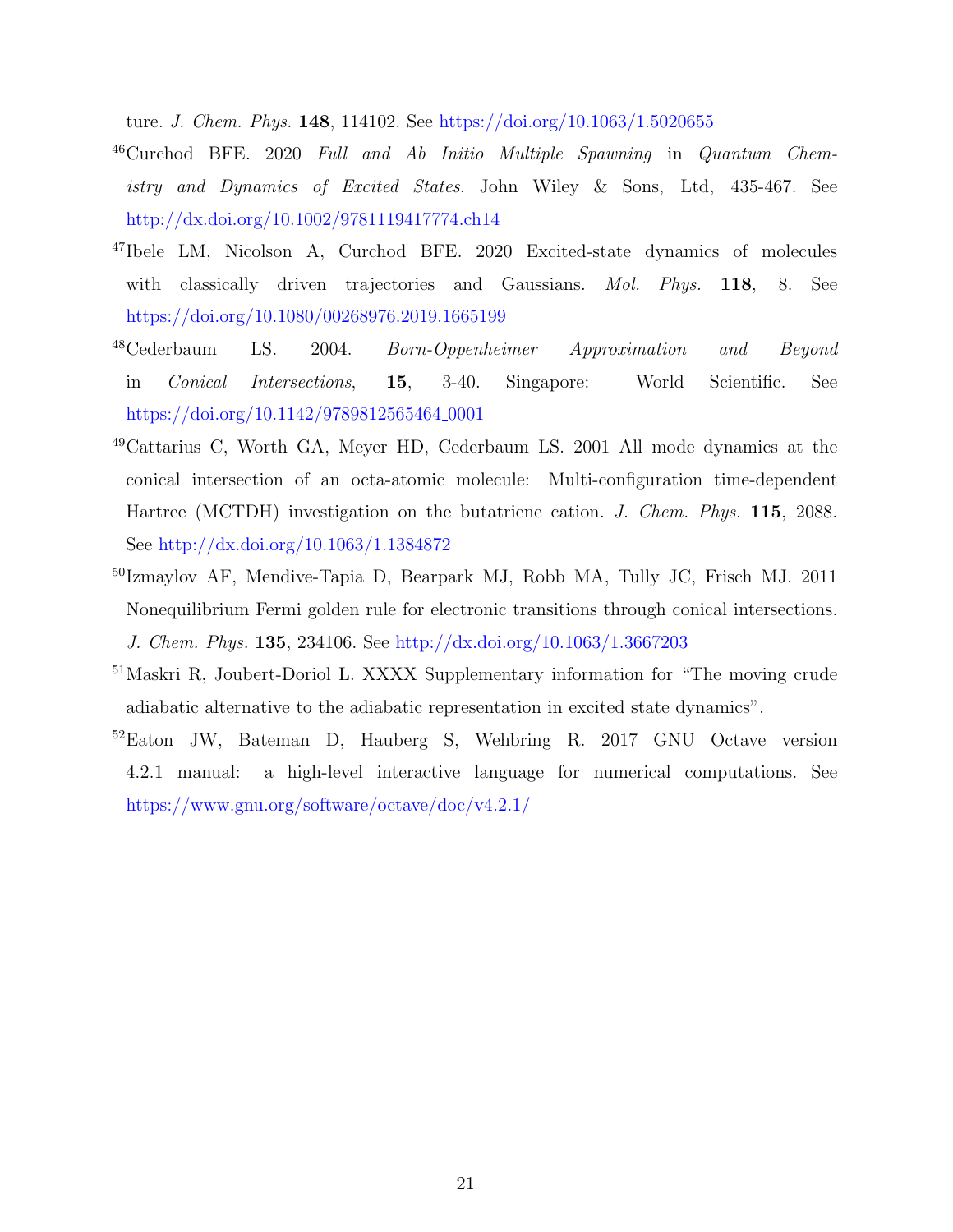ture. *J. Chem. Phys.* **148**, 114102. See https://doi.org/10.1063/1.5020655

[46]Curchod BFE. 2020 *Full and Ab Initio Multiple Spawning* in *Quantum Chemistry and Dynamics of Excited States*. John Wiley & Sons, Ltd, 435-467. See http://dx.doi.org/10.1002/9781119417774.ch14

[47]Ibele LM, Nicolson A, Curchod BFE. 2020 Excited-state dynamics of molecules with classically driven trajectories and Gaussians. *Mol. Phys.* **118**, 8. See https://doi.org/10.1080/00268976.2019.1665199

[48]Cederbaum LS. 2004. *Born-Oppenheimer Approximation and Beyond* in *Conical Intersections*, **15**, 3-40. Singapore: World Scientific. See https://doi.org/10.1142/9789812565464_0001

[49]Cattarius C, Worth GA, Meyer HD, Cederbaum LS. 2001 All mode dynamics at the conical intersection of an octa-atomic molecule: Multi-configuration time-dependent Hartree (MCTDH) investigation on the butatriene cation. *J. Chem. Phys.* **115**, 2088. See http://dx.doi.org/10.1063/1.1384872

[50]Izmaylov AF, Mendive-Tapia D, Bearpark MJ, Robb MA, Tully JC, Frisch MJ. 2011 Nonequilibrium Fermi golden rule for electronic transitions through conical intersections. *J. Chem. Phys.* **135**, 234106. See http://dx.doi.org/10.1063/1.3667203

[51]Maskri R, Joubert-Doriol L. XXXX Supplementary information for "The moving crude adiabatic alternative to the adiabatic representation in excited state dynamics".

[52]Eaton JW, Bateman D, Hauberg S, Wehbring R. 2017 GNU Octave version 4.2.1 manual: a high-level interactive language for numerical computations. See https://www.gnu.org/software/octave/doc/v4.2.1/